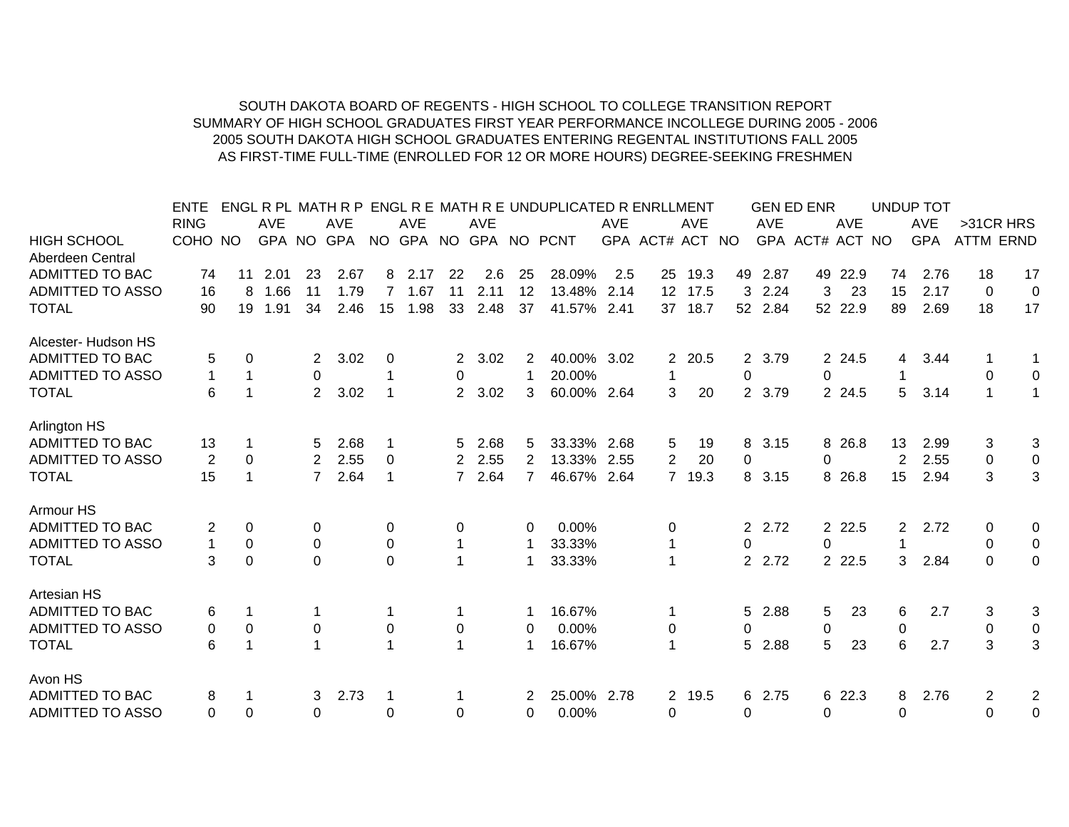SOUTH DAKOTA BOARD OF REGENTS - HIGH SCHOOL TO COLLEGE TRANSITION REPORT
SUMMARY OF HIGH SCHOOL GRADUATES FIRST YEAR PERFORMANCE INCOLLEGE DURING 2005 - 2006
2005 SOUTH DAKOTA HIGH SCHOOL GRADUATES ENTERING REGENTAL INSTITUTIONS FALL 2005
AS FIRST-TIME FULL-TIME (ENROLLED FOR 12 OR MORE HOURS) DEGREE-SEEKING FRESHMEN

| | ENTERING | ENGL R PL | | MATH R P | | ENGL R E | | MATH R E | | UNDUPLICATED R ENRLLMENT | | | | | GEN ED ENR | | | | UNDUP TOT | | >31CR HRS | |
|---|---|---|---|---|---|---|---|---|---|---|---|---|---|---|---|---|---|---|---|---|---|---|
| HIGH SCHOOL | COHO | NO | AVE GPA | NO | AVE GPA | NO | AVE GPA | NO | AVE GPA | NO | PCNT | AVE GPA | ACT# | AVE ACT | NO | AVE GPA | ACT# | AVE ACT | NO | AVE GPA | ATTM | ERND |
| Aberdeen Central | | | | | | | | | | | | | | | | | | | | | | |
| ADMITTED TO BAC | 74 | 11 | 2.01 | 23 | 2.67 | 8 | 2.17 | 22 | 2.6 | 25 | 28.09% | 2.5 | 25 | 19.3 | 49 | 2.87 | 49 | 22.9 | 74 | 2.76 | 18 | 17 |
| ADMITTED TO ASSO | 16 | 8 | 1.66 | 11 | 1.79 | 7 | 1.67 | 11 | 2.11 | 12 | 13.48% | 2.14 | 12 | 17.5 | 3 | 2.24 | 3 | 23 | 15 | 2.17 | 0 | 0 |
| TOTAL | 90 | 19 | 1.91 | 34 | 2.46 | 15 | 1.98 | 33 | 2.48 | 37 | 41.57% | 2.41 | 37 | 18.7 | 52 | 2.84 | 52 | 22.9 | 89 | 2.69 | 18 | 17 |
| Alcester- Hudson HS | | | | | | | | | | | | | | | | | | | | | | |
| ADMITTED TO BAC | 5 | 0 | | 2 | 3.02 | 0 | | 2 | 3.02 | 2 | 40.00% | 3.02 | 2 | 20.5 | 2 | 3.79 | 2 | 24.5 | 4 | 3.44 | 1 | 1 |
| ADMITTED TO ASSO | 1 | 1 | | 0 | | 1 | | 0 | | 1 | 20.00% | | 1 | | 0 | | 0 | | 1 | | 0 | 0 |
| TOTAL | 6 | 1 | | 2 | 3.02 | 1 | | 2 | 3.02 | 3 | 60.00% | 2.64 | 3 | 20 | 2 | 3.79 | 2 | 24.5 | 5 | 3.14 | 1 | 1 |
| Arlington HS | | | | | | | | | | | | | | | | | | | | | | |
| ADMITTED TO BAC | 13 | 1 | | 5 | 2.68 | 1 | | 5 | 2.68 | 5 | 33.33% | 2.68 | 5 | 19 | 8 | 3.15 | 8 | 26.8 | 13 | 2.99 | 3 | 3 |
| ADMITTED TO ASSO | 2 | 0 | | 2 | 2.55 | 0 | | 2 | 2.55 | 2 | 13.33% | 2.55 | 2 | 20 | 0 | | 0 | | 2 | 2.55 | 0 | 0 |
| TOTAL | 15 | 1 | | 7 | 2.64 | 1 | | 7 | 2.64 | 7 | 46.67% | 2.64 | 7 | 19.3 | 8 | 3.15 | 8 | 26.8 | 15 | 2.94 | 3 | 3 |
| Armour HS | | | | | | | | | | | | | | | | | | | | | | |
| ADMITTED TO BAC | 2 | 0 | | 0 | | 0 | | 0 | | 0 | 0.00% | | 0 | | 2 | 2.72 | 2 | 22.5 | 2 | 2.72 | 0 | 0 |
| ADMITTED TO ASSO | 1 | 0 | | 0 | | 0 | | 1 | | 1 | 33.33% | | 1 | | 0 | | 0 | | 1 | | 0 | 0 |
| TOTAL | 3 | 0 | | 0 | | 0 | | 1 | | 1 | 33.33% | | 1 | | 2 | 2.72 | 2 | 22.5 | 3 | 2.84 | 0 | 0 |
| Artesian HS | | | | | | | | | | | | | | | | | | | | | | |
| ADMITTED TO BAC | 6 | 1 | | 1 | | 1 | | 1 | | 1 | 16.67% | | 1 | | 5 | 2.88 | 5 | 23 | 6 | 2.7 | 3 | 3 |
| ADMITTED TO ASSO | 0 | 0 | | 0 | | 0 | | 0 | | 0 | 0.00% | | 0 | | 0 | | 0 | | 0 | | 0 | 0 |
| TOTAL | 6 | 1 | | 1 | | 1 | | 1 | | 1 | 16.67% | | 1 | | 5 | 2.88 | 5 | 23 | 6 | 2.7 | 3 | 3 |
| Avon HS | | | | | | | | | | | | | | | | | | | | | | |
| ADMITTED TO BAC | 8 | 1 | | 3 | 2.73 | 1 | | 1 | | 2 | 25.00% | 2.78 | 2 | 19.5 | 6 | 2.75 | 6 | 22.3 | 8 | 2.76 | 2 | 2 |
| ADMITTED TO ASSO | 0 | 0 | | 0 | | 0 | | 0 | | 0 | 0.00% | | 0 | | 0 | | 0 | | 0 | | 0 | 0 |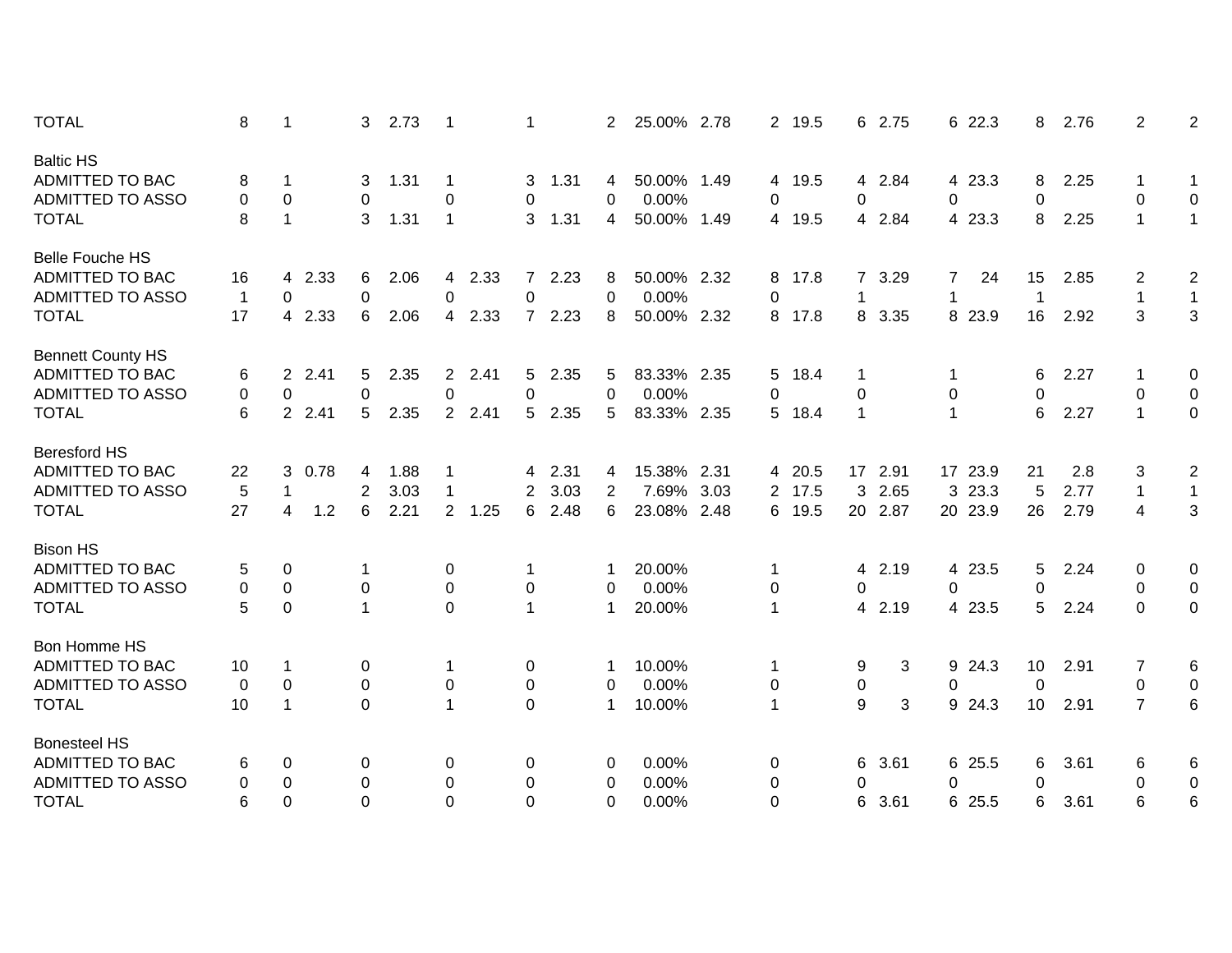| | | | | | | | | | | | | | | | | | | | | | | |
|---|---|---|---|---|---|---|---|---|---|---|---|---|---|---|---|---|---|---|---|---|---|---|
| TOTAL | 8 | 1 | | 3 | 2.73 | 1 | | 1 | | 2 | 25.00% | 2.78 | 2 | 19.5 | 6 | 2.75 | 6 | 22.3 | 8 | 2.76 | 2 | 2 |
| Baltic HS | | | | | | | | | | | | | | | | | | | | | | |
| ADMITTED TO BAC | 8 | 1 | | 3 | 1.31 | 1 | | 3 | 1.31 | 4 | 50.00% | 1.49 | 4 | 19.5 | 4 | 2.84 | 4 | 23.3 | 8 | 2.25 | 1 | 1 |
| ADMITTED TO ASSO | 0 | 0 | | 0 | | 0 | | 0 | | 0 | 0.00% | | 0 | | 0 | | 0 | | 0 | | 0 | 0 |
| TOTAL | 8 | 1 | | 3 | 1.31 | 1 | | 3 | 1.31 | 4 | 50.00% | 1.49 | 4 | 19.5 | 4 | 2.84 | 4 | 23.3 | 8 | 2.25 | 1 | 1 |
| Belle Fouche HS | | | | | | | | | | | | | | | | | | | | | | |
| ADMITTED TO BAC | 16 | 4 | 2.33 | 6 | 2.06 | 4 | 2.33 | 7 | 2.23 | 8 | 50.00% | 2.32 | 8 | 17.8 | 7 | 3.29 | 7 | 24 | 15 | 2.85 | 2 | 2 |
| ADMITTED TO ASSO | 1 | 0 | | 0 | | 0 | | 0 | | 0 | 0.00% | | 0 | | 1 | | 1 | | 1 | | 1 | 1 |
| TOTAL | 17 | 4 | 2.33 | 6 | 2.06 | 4 | 2.33 | 7 | 2.23 | 8 | 50.00% | 2.32 | 8 | 17.8 | 8 | 3.35 | 8 | 23.9 | 16 | 2.92 | 3 | 3 |
| Bennett County HS | | | | | | | | | | | | | | | | | | | | | | |
| ADMITTED TO BAC | 6 | 2 | 2.41 | 5 | 2.35 | 2 | 2.41 | 5 | 2.35 | 5 | 83.33% | 2.35 | 5 | 18.4 | 1 | | 1 | | 6 | 2.27 | 1 | 0 |
| ADMITTED TO ASSO | 0 | 0 | | 0 | | 0 | | 0 | | 0 | 0.00% | | 0 | | 0 | | 0 | | 0 | | 0 | 0 |
| TOTAL | 6 | 2 | 2.41 | 5 | 2.35 | 2 | 2.41 | 5 | 2.35 | 5 | 83.33% | 2.35 | 5 | 18.4 | 1 | | 1 | | 6 | 2.27 | 1 | 0 |
| Beresford HS | | | | | | | | | | | | | | | | | | | | | | |
| ADMITTED TO BAC | 22 | 3 | 0.78 | 4 | 1.88 | 1 | | 4 | 2.31 | 4 | 15.38% | 2.31 | 4 | 20.5 | 17 | 2.91 | 17 | 23.9 | 21 | 2.8 | 3 | 2 |
| ADMITTED TO ASSO | 5 | 1 | | 2 | 3.03 | 1 | | 2 | 3.03 | 2 | 7.69% | 3.03 | 2 | 17.5 | 3 | 2.65 | 3 | 23.3 | 5 | 2.77 | 1 | 1 |
| TOTAL | 27 | 4 | 1.2 | 6 | 2.21 | 2 | 1.25 | 6 | 2.48 | 6 | 23.08% | 2.48 | 6 | 19.5 | 20 | 2.87 | 20 | 23.9 | 26 | 2.79 | 4 | 3 |
| Bison HS | | | | | | | | | | | | | | | | | | | | | | |
| ADMITTED TO BAC | 5 | 0 | | 1 | | 0 | | 1 | | 1 | 20.00% | | 1 | | 4 | 2.19 | 4 | 23.5 | 5 | 2.24 | 0 | 0 |
| ADMITTED TO ASSO | 0 | 0 | | 0 | | 0 | | 0 | | 0 | 0.00% | | 0 | | 0 | | 0 | | 0 | | 0 | 0 |
| TOTAL | 5 | 0 | | 1 | | 0 | | 1 | | 1 | 20.00% | | 1 | | 4 | 2.19 | 4 | 23.5 | 5 | 2.24 | 0 | 0 |
| Bon Homme HS | | | | | | | | | | | | | | | | | | | | | | |
| ADMITTED TO BAC | 10 | 1 | | 0 | | 1 | | 0 | | 1 | 10.00% | | 1 | | 9 | 3 | 9 | 24.3 | 10 | 2.91 | 7 | 6 |
| ADMITTED TO ASSO | 0 | 0 | | 0 | | 0 | | 0 | | 0 | 0.00% | | 0 | | 0 | | 0 | | 0 | | 0 | 0 |
| TOTAL | 10 | 1 | | 0 | | 1 | | 0 | | 1 | 10.00% | | 1 | | 9 | 3 | 9 | 24.3 | 10 | 2.91 | 7 | 6 |
| Bonesteel HS | | | | | | | | | | | | | | | | | | | | | | |
| ADMITTED TO BAC | 6 | 0 | | 0 | | 0 | | 0 | | 0 | 0.00% | | 0 | | 6 | 3.61 | 6 | 25.5 | 6 | 3.61 | 6 | 6 |
| ADMITTED TO ASSO | 0 | 0 | | 0 | | 0 | | 0 | | 0 | 0.00% | | 0 | | 0 | | 0 | | 0 | | 0 | 0 |
| TOTAL | 6 | 0 | | 0 | | 0 | | 0 | | 0 | 0.00% | | 0 | | 6 | 3.61 | 6 | 25.5 | 6 | 3.61 | 6 | 6 |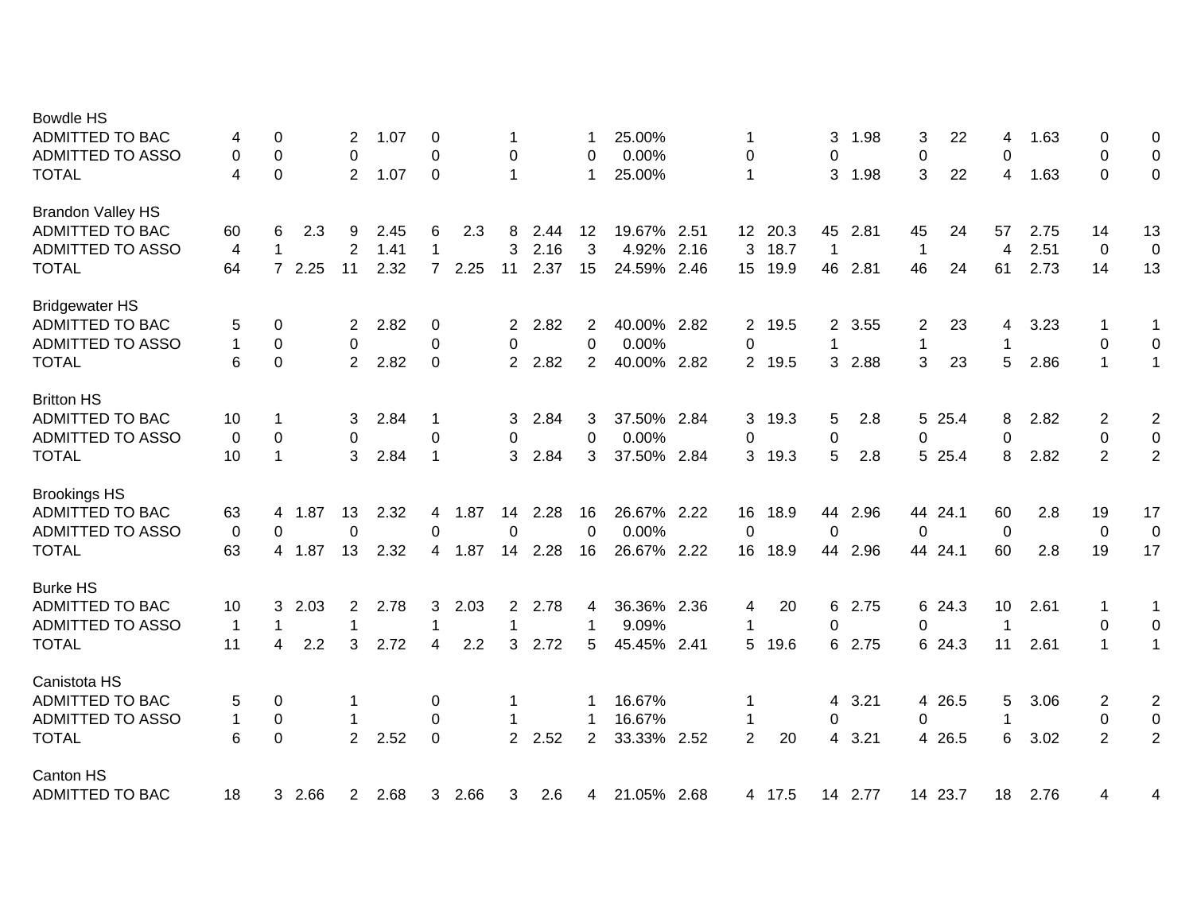| | | | | | | | | | | | | | | | | | | | | | | |
|---|---|---|---|---|---|---|---|---|---|---|---|---|---|---|---|---|---|---|---|---|---|---|
| Bowdle HS | | | | | | | | | | | | | | | | | | | | | | |
| ADMITTED TO BAC | 4 | 0 | | 2 | 1.07 | 0 | | 1 | | 1 | 25.00% | | 1 | | 3 | 1.98 | 3 | 22 | 4 | 1.63 | 0 | 0 |
| ADMITTED TO ASSO | 0 | 0 | | 0 | | 0 | | 0 | | 0 | 0.00% | | 0 | | 0 | | 0 | | 0 | | 0 | 0 |
| TOTAL | 4 | 0 | | 2 | 1.07 | 0 | | 1 | | 1 | 25.00% | | 1 | | 3 | 1.98 | 3 | 22 | 4 | 1.63 | 0 | 0 |
| Brandon Valley HS | | | | | | | | | | | | | | | | | | | | | | |
| ADMITTED TO BAC | 60 | 6 | 2.3 | 9 | 2.45 | 6 | 2.3 | 8 | 2.44 | 12 | 19.67% | 2.51 | 12 | 20.3 | 45 | 2.81 | 45 | 24 | 57 | 2.75 | 14 | 13 |
| ADMITTED TO ASSO | 4 | 1 | | 2 | 1.41 | 1 | | 3 | 2.16 | 3 | 4.92% | 2.16 | 3 | 18.7 | 1 | | 1 | | 4 | 2.51 | 0 | 0 |
| TOTAL | 64 | 7 | 2.25 | 11 | 2.32 | 7 | 2.25 | 11 | 2.37 | 15 | 24.59% | 2.46 | 15 | 19.9 | 46 | 2.81 | 46 | 24 | 61 | 2.73 | 14 | 13 |
| Bridgewater HS | | | | | | | | | | | | | | | | | | | | | | |
| ADMITTED TO BAC | 5 | 0 | | 2 | 2.82 | 0 | | 2 | 2.82 | 2 | 40.00% | 2.82 | 2 | 19.5 | 2 | 3.55 | 2 | 23 | 4 | 3.23 | 1 | 1 |
| ADMITTED TO ASSO | 1 | 0 | | 0 | | 0 | | 0 | | 0 | 0.00% | | 0 | | 1 | | 1 | | 1 | | 0 | 0 |
| TOTAL | 6 | 0 | | 2 | 2.82 | 0 | | 2 | 2.82 | 2 | 40.00% | 2.82 | 2 | 19.5 | 3 | 2.88 | 3 | 23 | 5 | 2.86 | 1 | 1 |
| Britton HS | | | | | | | | | | | | | | | | | | | | | | |
| ADMITTED TO BAC | 10 | 1 | | 3 | 2.84 | 1 | | 3 | 2.84 | 3 | 37.50% | 2.84 | 3 | 19.3 | 5 | 2.8 | 5 | 25.4 | 8 | 2.82 | 2 | 2 |
| ADMITTED TO ASSO | 0 | 0 | | 0 | | 0 | | 0 | | 0 | 0.00% | | 0 | | 0 | | 0 | | 0 | | 0 | 0 |
| TOTAL | 10 | 1 | | 3 | 2.84 | 1 | | 3 | 2.84 | 3 | 37.50% | 2.84 | 3 | 19.3 | 5 | 2.8 | 5 | 25.4 | 8 | 2.82 | 2 | 2 |
| Brookings HS | | | | | | | | | | | | | | | | | | | | | | |
| ADMITTED TO BAC | 63 | 4 | 1.87 | 13 | 2.32 | 4 | 1.87 | 14 | 2.28 | 16 | 26.67% | 2.22 | 16 | 18.9 | 44 | 2.96 | 44 | 24.1 | 60 | 2.8 | 19 | 17 |
| ADMITTED TO ASSO | 0 | 0 | | 0 | | 0 | | 0 | | 0 | 0.00% | | 0 | | 0 | | 0 | | 0 | | 0 | 0 |
| TOTAL | 63 | 4 | 1.87 | 13 | 2.32 | 4 | 1.87 | 14 | 2.28 | 16 | 26.67% | 2.22 | 16 | 18.9 | 44 | 2.96 | 44 | 24.1 | 60 | 2.8 | 19 | 17 |
| Burke HS | | | | | | | | | | | | | | | | | | | | | | |
| ADMITTED TO BAC | 10 | 3 | 2.03 | 2 | 2.78 | 3 | 2.03 | 2 | 2.78 | 4 | 36.36% | 2.36 | 4 | 20 | 6 | 2.75 | 6 | 24.3 | 10 | 2.61 | 1 | 1 |
| ADMITTED TO ASSO | 1 | 1 | | 1 | | 1 | | 1 | | 1 | 9.09% | | 1 | | 0 | | 0 | | 1 | | 0 | 0 |
| TOTAL | 11 | 4 | 2.2 | 3 | 2.72 | 4 | 2.2 | 3 | 2.72 | 5 | 45.45% | 2.41 | 5 | 19.6 | 6 | 2.75 | 6 | 24.3 | 11 | 2.61 | 1 | 1 |
| Canistota HS | | | | | | | | | | | | | | | | | | | | | | |
| ADMITTED TO BAC | 5 | 0 | | 1 | | 0 | | 1 | | 1 | 16.67% | | 1 | | 4 | 3.21 | 4 | 26.5 | 5 | 3.06 | 2 | 2 |
| ADMITTED TO ASSO | 1 | 0 | | 1 | | 0 | | 1 | | 1 | 16.67% | | 1 | | 0 | | 0 | | 1 | | 0 | 0 |
| TOTAL | 6 | 0 | | 2 | 2.52 | 0 | | 2 | 2.52 | 2 | 33.33% | 2.52 | 2 | 20 | 4 | 3.21 | 4 | 26.5 | 6 | 3.02 | 2 | 2 |
| Canton HS | | | | | | | | | | | | | | | | | | | | | | |
| ADMITTED TO BAC | 18 | 3 | 2.66 | 2 | 2.68 | 3 | 2.66 | 3 | 2.6 | 4 | 21.05% | 2.68 | 4 | 17.5 | 14 | 2.77 | 14 | 23.7 | 18 | 2.76 | 4 | 4 |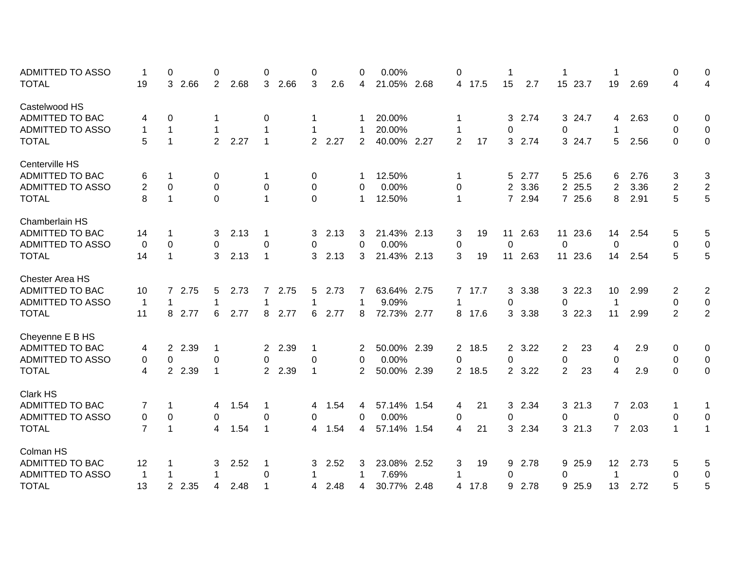| | | | | | | | | | | | | | | | | | | | | | | |
|---|---|---|---|---|---|---|---|---|---|---|---|---|---|---|---|---|---|---|---|---|---|---|
| ADMITTED TO ASSO | 1 | 0 | | 0 | | 0 | | 0 | | 0 | 0.00% | | 0 | | 1 | | 1 | | 1 | | 0 | 0 |
| TOTAL | 19 | 3 | 2.66 | 2 | 2.68 | 3 | 2.66 | 3 | 2.6 | 4 | 21.05% | 2.68 | 4 | 17.5 | 15 | 2.7 | 15 | 23.7 | 19 | 2.69 | 4 | 4 |
| Castelwood HS | | | | | | | | | | | | | | | | | | | | | | |
| ADMITTED TO BAC | 4 | 0 | | 1 | | 0 | | 1 | | 1 | 20.00% | | 1 | | 3 | 2.74 | 3 | 24.7 | 4 | 2.63 | 0 | 0 |
| ADMITTED TO ASSO | 1 | 1 | | 1 | | 1 | | 1 | | 1 | 20.00% | | 1 | | 0 | | 0 | | 1 | | 0 | 0 |
| TOTAL | 5 | 1 | | 2 | 2.27 | 1 | | 2 | 2.27 | 2 | 40.00% | 2.27 | 2 | 17 | 3 | 2.74 | 3 | 24.7 | 5 | 2.56 | 0 | 0 |
| Centerville HS | | | | | | | | | | | | | | | | | | | | | | |
| ADMITTED TO BAC | 6 | 1 | | 0 | | 1 | | 0 | | 1 | 12.50% | | 1 | | 5 | 2.77 | 5 | 25.6 | 6 | 2.76 | 3 | 3 |
| ADMITTED TO ASSO | 2 | 0 | | 0 | | 0 | | 0 | | 0 | 0.00% | | 0 | | 2 | 3.36 | 2 | 25.5 | 2 | 3.36 | 2 | 2 |
| TOTAL | 8 | 1 | | 0 | | 1 | | 0 | | 1 | 12.50% | | 1 | | 7 | 2.94 | 7 | 25.6 | 8 | 2.91 | 5 | 5 |
| Chamberlain HS | | | | | | | | | | | | | | | | | | | | | | |
| ADMITTED TO BAC | 14 | 1 | | 3 | 2.13 | 1 | | 3 | 2.13 | 3 | 21.43% | 2.13 | 3 | 19 | 11 | 2.63 | 11 | 23.6 | 14 | 2.54 | 5 | 5 |
| ADMITTED TO ASSO | 0 | 0 | | 0 | | 0 | | 0 | | 0 | 0.00% | | 0 | | 0 | | 0 | | 0 | | 0 | 0 |
| TOTAL | 14 | 1 | | 3 | 2.13 | 1 | | 3 | 2.13 | 3 | 21.43% | 2.13 | 3 | 19 | 11 | 2.63 | 11 | 23.6 | 14 | 2.54 | 5 | 5 |
| Chester Area HS | | | | | | | | | | | | | | | | | | | | | | |
| ADMITTED TO BAC | 10 | 7 | 2.75 | 5 | 2.73 | 7 | 2.75 | 5 | 2.73 | 7 | 63.64% | 2.75 | 7 | 17.7 | 3 | 3.38 | 3 | 22.3 | 10 | 2.99 | 2 | 2 |
| ADMITTED TO ASSO | 1 | 1 | | 1 | | 1 | | 1 | | 1 | 9.09% | | 1 | | 0 | | 0 | | 1 | | 0 | 0 |
| TOTAL | 11 | 8 | 2.77 | 6 | 2.77 | 8 | 2.77 | 6 | 2.77 | 8 | 72.73% | 2.77 | 8 | 17.6 | 3 | 3.38 | 3 | 22.3 | 11 | 2.99 | 2 | 2 |
| Cheyenne E B HS | | | | | | | | | | | | | | | | | | | | | | |
| ADMITTED TO BAC | 4 | 2 | 2.39 | 1 | | 2 | 2.39 | 1 | | 2 | 50.00% | 2.39 | 2 | 18.5 | 2 | 3.22 | 2 | 23 | 4 | 2.9 | 0 | 0 |
| ADMITTED TO ASSO | 0 | 0 | | 0 | | 0 | | 0 | | 0 | 0.00% | | 0 | | 0 | | 0 | | 0 | | 0 | 0 |
| TOTAL | 4 | 2 | 2.39 | 1 | | 2 | 2.39 | 1 | | 2 | 50.00% | 2.39 | 2 | 18.5 | 2 | 3.22 | 2 | 23 | 4 | 2.9 | 0 | 0 |
| Clark HS | | | | | | | | | | | | | | | | | | | | | | |
| ADMITTED TO BAC | 7 | 1 | | 4 | 1.54 | 1 | | 4 | 1.54 | 4 | 57.14% | 1.54 | 4 | 21 | 3 | 2.34 | 3 | 21.3 | 7 | 2.03 | 1 | 1 |
| ADMITTED TO ASSO | 0 | 0 | | 0 | | 0 | | 0 | | 0 | 0.00% | | 0 | | 0 | | 0 | | 0 | | 0 | 0 |
| TOTAL | 7 | 1 | | 4 | 1.54 | 1 | | 4 | 1.54 | 4 | 57.14% | 1.54 | 4 | 21 | 3 | 2.34 | 3 | 21.3 | 7 | 2.03 | 1 | 1 |
| Colman HS | | | | | | | | | | | | | | | | | | | | | | |
| ADMITTED TO BAC | 12 | 1 | | 3 | 2.52 | 1 | | 3 | 2.52 | 3 | 23.08% | 2.52 | 3 | 19 | 9 | 2.78 | 9 | 25.9 | 12 | 2.73 | 5 | 5 |
| ADMITTED TO ASSO | 1 | 1 | | 1 | | 0 | | 1 | | 1 | 7.69% | | 1 | | 0 | | 0 | | 1 | | 0 | 0 |
| TOTAL | 13 | 2 | 2.35 | 4 | 2.48 | 1 | | 4 | 2.48 | 4 | 30.77% | 2.48 | 4 | 17.8 | 9 | 2.78 | 9 | 25.9 | 13 | 2.72 | 5 | 5 |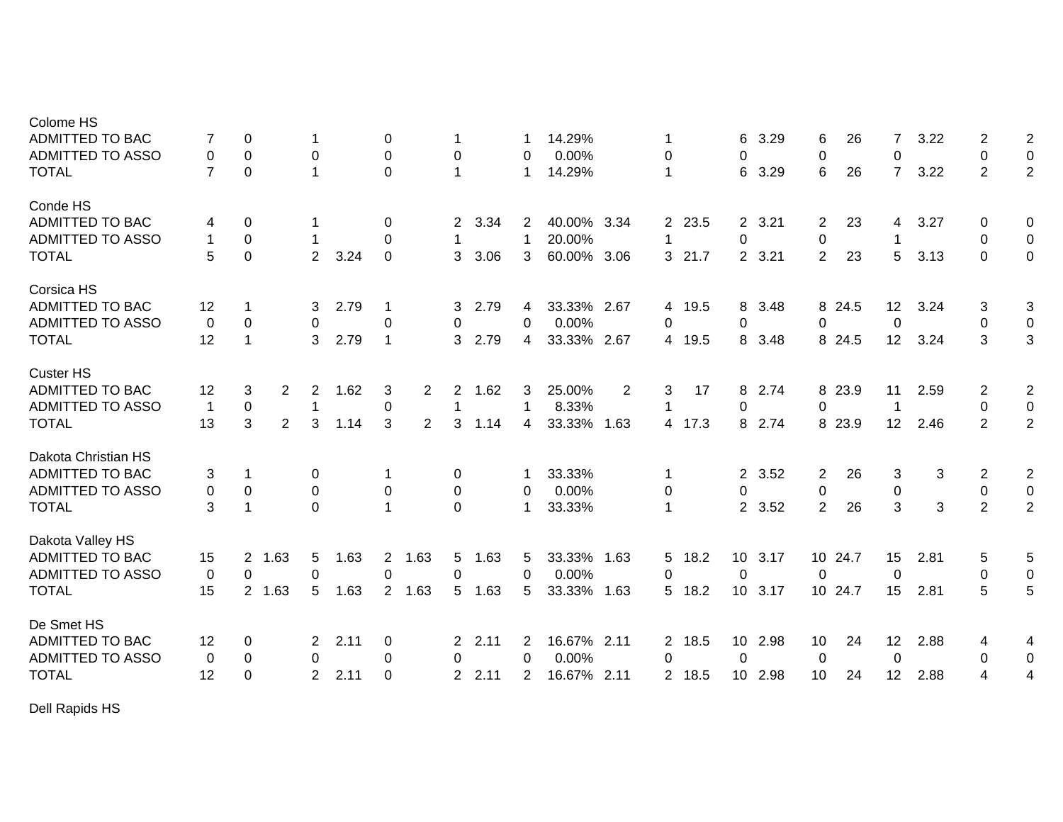| | | | | | | | | | | | | | | | | | | | | | |
|---|---|---|---|---|---|---|---|---|---|---|---|---|---|---|---|---|---|---|---|---|---|---|
| Colome HS | | | | | | | | | | | | | | | | | | | | | | |
| ADMITTED TO BAC | 7 | 0 | | 1 | | 0 | | 1 | | 1 | 14.29% | | 1 | | 6 | 3.29 | 6 | 26 | 7 | 3.22 | 2 | 2 |
| ADMITTED TO ASSO | 0 | 0 | | 0 | | 0 | | 0 | | 0 | 0.00% | | 0 | | 0 | | 0 | | 0 | | 0 | 0 |
| TOTAL | 7 | 0 | | 1 | | 0 | | 1 | | 1 | 14.29% | | 1 | | 6 | 3.29 | 6 | 26 | 7 | 3.22 | 2 | 2 |
| Conde HS | | | | | | | | | | | | | | | | | | | | | | |
| ADMITTED TO BAC | 4 | 0 | | 1 | | 0 | | 2 | 3.34 | 2 | 40.00% | 3.34 | 2 | 23.5 | 2 | 3.21 | 2 | 23 | 4 | 3.27 | 0 | 0 |
| ADMITTED TO ASSO | 1 | 0 | | 1 | | 0 | | 1 | | 1 | 20.00% | | 1 | | 0 | | 0 | | 1 | | 0 | 0 |
| TOTAL | 5 | 0 | | 2 | 3.24 | 0 | | 3 | 3.06 | 3 | 60.00% | 3.06 | 3 | 21.7 | 2 | 3.21 | 2 | 23 | 5 | 3.13 | 0 | 0 |
| Corsica HS | | | | | | | | | | | | | | | | | | | | | | |
| ADMITTED TO BAC | 12 | 1 | | 3 | 2.79 | 1 | | 3 | 2.79 | 4 | 33.33% | 2.67 | 4 | 19.5 | 8 | 3.48 | 8 | 24.5 | 12 | 3.24 | 3 | 3 |
| ADMITTED TO ASSO | 0 | 0 | | 0 | | 0 | | 0 | | 0 | 0.00% | | 0 | | 0 | | 0 | | 0 | | 0 | 0 |
| TOTAL | 12 | 1 | | 3 | 2.79 | 1 | | 3 | 2.79 | 4 | 33.33% | 2.67 | 4 | 19.5 | 8 | 3.48 | 8 | 24.5 | 12 | 3.24 | 3 | 3 |
| Custer HS | | | | | | | | | | | | | | | | | | | | | | |
| ADMITTED TO BAC | 12 | 3 | 2 | 2 | 1.62 | 3 | 2 | 2 | 1.62 | 3 | 25.00% | 2 | 3 | 17 | 8 | 2.74 | 8 | 23.9 | 11 | 2.59 | 2 | 2 |
| ADMITTED TO ASSO | 1 | 0 | | 1 | | 0 | | 1 | | 1 | 8.33% | | 1 | | 0 | | 0 | | 1 | | 0 | 0 |
| TOTAL | 13 | 3 | 2 | 3 | 1.14 | 3 | 2 | 3 | 1.14 | 4 | 33.33% | 1.63 | 4 | 17.3 | 8 | 2.74 | 8 | 23.9 | 12 | 2.46 | 2 | 2 |
| Dakota Christian HS | | | | | | | | | | | | | | | | | | | | | | |
| ADMITTED TO BAC | 3 | 1 | | 0 | | 1 | | 0 | | 1 | 33.33% | | 1 | | 2 | 3.52 | 2 | 26 | 3 | 3 | 2 | 2 |
| ADMITTED TO ASSO | 0 | 0 | | 0 | | 0 | | 0 | | 0 | 0.00% | | 0 | | 0 | | 0 | | 0 | | 0 | 0 |
| TOTAL | 3 | 1 | | 0 | | 1 | | 0 | | 1 | 33.33% | | 1 | | 2 | 3.52 | 2 | 26 | 3 | 3 | 2 | 2 |
| Dakota Valley HS | | | | | | | | | | | | | | | | | | | | | | |
| ADMITTED TO BAC | 15 | 2 | 1.63 | 5 | 1.63 | 2 | 1.63 | 5 | 1.63 | 5 | 33.33% | 1.63 | 5 | 18.2 | 10 | 3.17 | 10 | 24.7 | 15 | 2.81 | 5 | 5 |
| ADMITTED TO ASSO | 0 | 0 | | 0 | | 0 | | 0 | | 0 | 0.00% | | 0 | | 0 | | 0 | | 0 | | 0 | 0 |
| TOTAL | 15 | 2 | 1.63 | 5 | 1.63 | 2 | 1.63 | 5 | 1.63 | 5 | 33.33% | 1.63 | 5 | 18.2 | 10 | 3.17 | 10 | 24.7 | 15 | 2.81 | 5 | 5 |
| De Smet HS | | | | | | | | | | | | | | | | | | | | | | |
| ADMITTED TO BAC | 12 | 0 | | 2 | 2.11 | 0 | | 2 | 2.11 | 2 | 16.67% | 2.11 | 2 | 18.5 | 10 | 2.98 | 10 | 24 | 12 | 2.88 | 4 | 4 |
| ADMITTED TO ASSO | 0 | 0 | | 0 | | 0 | | 0 | | 0 | 0.00% | | 0 | | 0 | | 0 | | 0 | | 0 | 0 |
| TOTAL | 12 | 0 | | 2 | 2.11 | 0 | | 2 | 2.11 | 2 | 16.67% | 2.11 | 2 | 18.5 | 10 | 2.98 | 10 | 24 | 12 | 2.88 | 4 | 4 |
| Dell Rapids HS | | | | | | | | | | | | | | | | | | | | | | |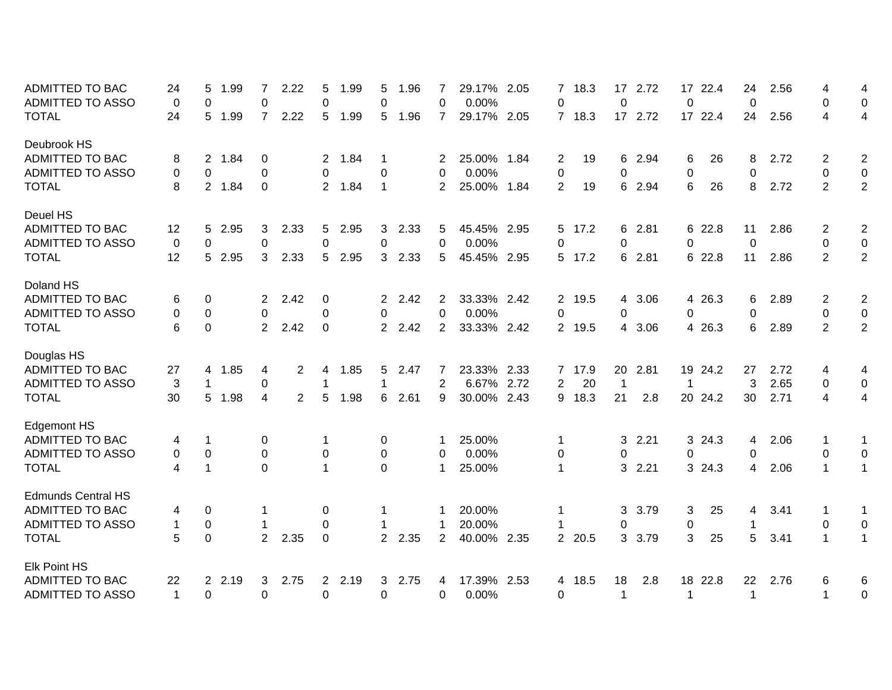| | | | | | | | | | | | | | | | | | | | | | |
|---|---|---|---|---|---|---|---|---|---|---|---|---|---|---|---|---|---|---|---|---|---|
| ADMITTED TO BAC | 24 | 5 | 1.99 | 7 | 2.22 | 5 | 1.99 | 5 | 1.96 | 7 | 29.17% | 2.05 | 7 | 18.3 | 17 | 2.72 | 17 | 22.4 | 24 | 2.56 | 4 | 4 |
| ADMITTED TO ASSO | 0 | 0 | | 0 | | 0 | | 0 | | 0 | 0.00% | | 0 | | 0 | | 0 | | 0 | | 0 | 0 |
| TOTAL | 24 | 5 | 1.99 | 7 | 2.22 | 5 | 1.99 | 5 | 1.96 | 7 | 29.17% | 2.05 | 7 | 18.3 | 17 | 2.72 | 17 | 22.4 | 24 | 2.56 | 4 | 4 |
| Deubrook HS | | | | | | | | | | | | | | | | | | | | | | |
| ADMITTED TO BAC | 8 | 2 | 1.84 | 0 | | 2 | 1.84 | 1 | | 2 | 25.00% | 1.84 | 2 | 19 | 6 | 2.94 | 6 | 26 | 8 | 2.72 | 2 | 2 |
| ADMITTED TO ASSO | 0 | 0 | | 0 | | 0 | | 0 | | 0 | 0.00% | | 0 | | 0 | | 0 | | 0 | | 0 | 0 |
| TOTAL | 8 | 2 | 1.84 | 0 | | 2 | 1.84 | 1 | | 2 | 25.00% | 1.84 | 2 | 19 | 6 | 2.94 | 6 | 26 | 8 | 2.72 | 2 | 2 |
| Deuel HS | | | | | | | | | | | | | | | | | | | | | | |
| ADMITTED TO BAC | 12 | 5 | 2.95 | 3 | 2.33 | 5 | 2.95 | 3 | 2.33 | 5 | 45.45% | 2.95 | 5 | 17.2 | 6 | 2.81 | 6 | 22.8 | 11 | 2.86 | 2 | 2 |
| ADMITTED TO ASSO | 0 | 0 | | 0 | | 0 | | 0 | | 0 | 0.00% | | 0 | | 0 | | 0 | | 0 | | 0 | 0 |
| TOTAL | 12 | 5 | 2.95 | 3 | 2.33 | 5 | 2.95 | 3 | 2.33 | 5 | 45.45% | 2.95 | 5 | 17.2 | 6 | 2.81 | 6 | 22.8 | 11 | 2.86 | 2 | 2 |
| Doland HS | | | | | | | | | | | | | | | | | | | | | | |
| ADMITTED TO BAC | 6 | 0 | | 2 | 2.42 | 0 | | 2 | 2.42 | 2 | 33.33% | 2.42 | 2 | 19.5 | 4 | 3.06 | 4 | 26.3 | 6 | 2.89 | 2 | 2 |
| ADMITTED TO ASSO | 0 | 0 | | 0 | | 0 | | 0 | | 0 | 0.00% | | 0 | | 0 | | 0 | | 0 | | 0 | 0 |
| TOTAL | 6 | 0 | | 2 | 2.42 | 0 | | 2 | 2.42 | 2 | 33.33% | 2.42 | 2 | 19.5 | 4 | 3.06 | 4 | 26.3 | 6 | 2.89 | 2 | 2 |
| Douglas HS | | | | | | | | | | | | | | | | | | | | | | |
| ADMITTED TO BAC | 27 | 4 | 1.85 | 4 | 2 | 4 | 1.85 | 5 | 2.47 | 7 | 23.33% | 2.33 | 7 | 17.9 | 20 | 2.81 | 19 | 24.2 | 27 | 2.72 | 4 | 4 |
| ADMITTED TO ASSO | 3 | 1 | | 0 | | 1 | | 1 | | 2 | 6.67% | 2.72 | 2 | 20 | 1 | | 1 | | 3 | 2.65 | 0 | 0 |
| TOTAL | 30 | 5 | 1.98 | 4 | 2 | 5 | 1.98 | 6 | 2.61 | 9 | 30.00% | 2.43 | 9 | 18.3 | 21 | 2.8 | 20 | 24.2 | 30 | 2.71 | 4 | 4 |
| Edgemont HS | | | | | | | | | | | | | | | | | | | | | | |
| ADMITTED TO BAC | 4 | 1 | | 0 | | 1 | | 0 | | 1 | 25.00% | | 1 | | 3 | 2.21 | 3 | 24.3 | 4 | 2.06 | 1 | 1 |
| ADMITTED TO ASSO | 0 | 0 | | 0 | | 0 | | 0 | | 0 | 0.00% | | 0 | | 0 | | 0 | | 0 | | 0 | 0 |
| TOTAL | 4 | 1 | | 0 | | 1 | | 0 | | 1 | 25.00% | | 1 | | 3 | 2.21 | 3 | 24.3 | 4 | 2.06 | 1 | 1 |
| Edmunds Central HS | | | | | | | | | | | | | | | | | | | | | | |
| ADMITTED TO BAC | 4 | 0 | | 1 | | 0 | | 1 | | 1 | 20.00% | | 1 | | 3 | 3.79 | 3 | 25 | 4 | 3.41 | 1 | 1 |
| ADMITTED TO ASSO | 1 | 0 | | 1 | | 0 | | 1 | | 1 | 20.00% | | 1 | | 0 | | 0 | | 1 | | 0 | 0 |
| TOTAL | 5 | 0 | | 2 | 2.35 | 0 | | 2 | 2.35 | 2 | 40.00% | 2.35 | 2 | 20.5 | 3 | 3.79 | 3 | 25 | 5 | 3.41 | 1 | 1 |
| Elk Point HS | | | | | | | | | | | | | | | | | | | | | | |
| ADMITTED TO BAC | 22 | 2 | 2.19 | 3 | 2.75 | 2 | 2.19 | 3 | 2.75 | 4 | 17.39% | 2.53 | 4 | 18.5 | 18 | 2.8 | 18 | 22.8 | 22 | 2.76 | 6 | 6 |
| ADMITTED TO ASSO | 1 | 0 | | 0 | | 0 | | 0 | | 0 | 0.00% | | 0 | | 1 | | 1 | | 1 | | 1 | 0 |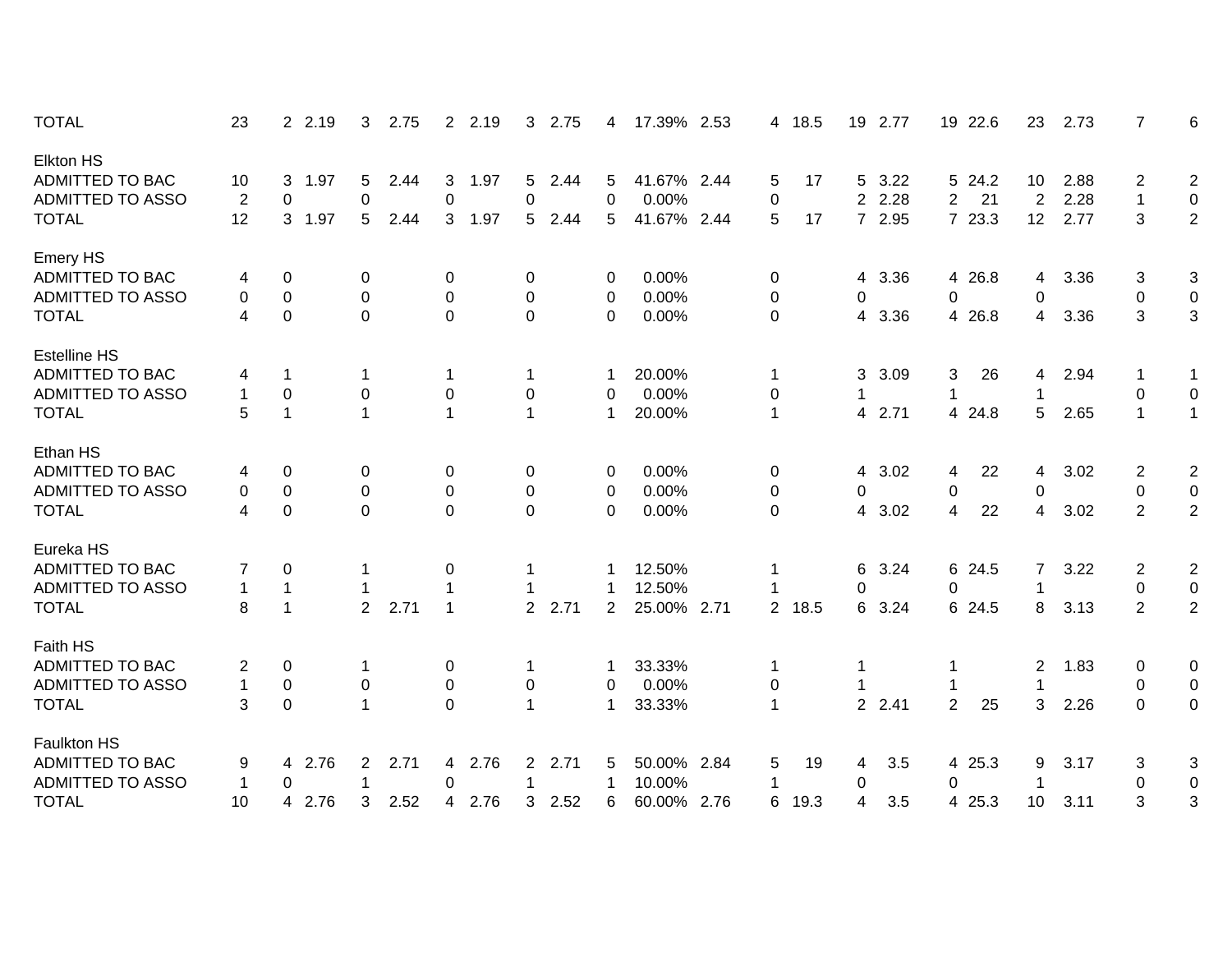| | | | | | | | | | | | | | | | | | | | | | | |
|---|---|---|---|---|---|---|---|---|---|---|---|---|---|---|---|---|---|---|---|---|---|---|
| TOTAL | 23 | 2 | 2.19 | 3 | 2.75 | 2 | 2.19 | 3 | 2.75 | 4 | 17.39% | 2.53 | 4 | 18.5 | 19 | 2.77 | 19 | 22.6 | 23 | 2.73 | 7 | 6 |
| Elkton HS | | | | | | | | | | | | | | | | | | | | | | |
| ADMITTED TO BAC | 10 | 3 | 1.97 | 5 | 2.44 | 3 | 1.97 | 5 | 2.44 | 5 | 41.67% | 2.44 | 5 | 17 | 5 | 3.22 | 5 | 24.2 | 10 | 2.88 | 2 | 2 |
| ADMITTED TO ASSO | 2 | 0 | | 0 | | 0 | | 0 | | 0 | 0.00% | | 0 | | 2 | 2.28 | 2 | 21 | 2 | 2.28 | 1 | 0 |
| TOTAL | 12 | 3 | 1.97 | 5 | 2.44 | 3 | 1.97 | 5 | 2.44 | 5 | 41.67% | 2.44 | 5 | 17 | 7 | 2.95 | 7 | 23.3 | 12 | 2.77 | 3 | 2 |
| Emery HS | | | | | | | | | | | | | | | | | | | | | | |
| ADMITTED TO BAC | 4 | 0 | | 0 | | 0 | | 0 | | 0 | 0.00% | | 0 | | 4 | 3.36 | 4 | 26.8 | 4 | 3.36 | 3 | 3 |
| ADMITTED TO ASSO | 0 | 0 | | 0 | | 0 | | 0 | | 0 | 0.00% | | 0 | | 0 | | 0 | | 0 | | 0 | 0 |
| TOTAL | 4 | 0 | | 0 | | 0 | | 0 | | 0 | 0.00% | | 0 | | 4 | 3.36 | 4 | 26.8 | 4 | 3.36 | 3 | 3 |
| Estelline HS | | | | | | | | | | | | | | | | | | | | | | |
| ADMITTED TO BAC | 4 | 1 | | 1 | | 1 | | 1 | | 1 | 20.00% | | 1 | | 3 | 3.09 | 3 | 26 | 4 | 2.94 | 1 | 1 |
| ADMITTED TO ASSO | 1 | 0 | | 0 | | 0 | | 0 | | 0 | 0.00% | | 0 | | 1 | | 1 | | 1 | | 0 | 0 |
| TOTAL | 5 | 1 | | 1 | | 1 | | 1 | | 1 | 20.00% | | 1 | | 4 | 2.71 | 4 | 24.8 | 5 | 2.65 | 1 | 1 |
| Ethan HS | | | | | | | | | | | | | | | | | | | | | | |
| ADMITTED TO BAC | 4 | 0 | | 0 | | 0 | | 0 | | 0 | 0.00% | | 0 | | 4 | 3.02 | 4 | 22 | 4 | 3.02 | 2 | 2 |
| ADMITTED TO ASSO | 0 | 0 | | 0 | | 0 | | 0 | | 0 | 0.00% | | 0 | | 0 | | 0 | | 0 | | 0 | 0 |
| TOTAL | 4 | 0 | | 0 | | 0 | | 0 | | 0 | 0.00% | | 0 | | 4 | 3.02 | 4 | 22 | 4 | 3.02 | 2 | 2 |
| Eureka HS | | | | | | | | | | | | | | | | | | | | | | |
| ADMITTED TO BAC | 7 | 0 | | 1 | | 0 | | 1 | | 1 | 12.50% | | 1 | | 6 | 3.24 | 6 | 24.5 | 7 | 3.22 | 2 | 2 |
| ADMITTED TO ASSO | 1 | 1 | | 1 | | 1 | | 1 | | 1 | 12.50% | | 1 | | 0 | | 0 | | 1 | | 0 | 0 |
| TOTAL | 8 | 1 | | 2 | 2.71 | 1 | | 2 | 2.71 | 2 | 25.00% | 2.71 | 2 | 18.5 | 6 | 3.24 | 6 | 24.5 | 8 | 3.13 | 2 | 2 |
| Faith HS | | | | | | | | | | | | | | | | | | | | | | |
| ADMITTED TO BAC | 2 | 0 | | 1 | | 0 | | 1 | | 1 | 33.33% | | 1 | | 1 | | 1 | | 2 | 1.83 | 0 | 0 |
| ADMITTED TO ASSO | 1 | 0 | | 0 | | 0 | | 0 | | 0 | 0.00% | | 0 | | 1 | | 1 | | 1 | | 0 | 0 |
| TOTAL | 3 | 0 | | 1 | | 0 | | 1 | | 1 | 33.33% | | 1 | | 2 | 2.41 | 2 | 25 | 3 | 2.26 | 0 | 0 |
| Faulkton HS | | | | | | | | | | | | | | | | | | | | | | |
| ADMITTED TO BAC | 9 | 4 | 2.76 | 2 | 2.71 | 4 | 2.76 | 2 | 2.71 | 5 | 50.00% | 2.84 | 5 | 19 | 4 | 3.5 | 4 | 25.3 | 9 | 3.17 | 3 | 3 |
| ADMITTED TO ASSO | 1 | 0 | | 1 | | 0 | | 1 | | 1 | 10.00% | | 1 | | 0 | | 0 | | 1 | | 0 | 0 |
| TOTAL | 10 | 4 | 2.76 | 3 | 2.52 | 4 | 2.76 | 3 | 2.52 | 6 | 60.00% | 2.76 | 6 | 19.3 | 4 | 3.5 | 4 | 25.3 | 10 | 3.11 | 3 | 3 |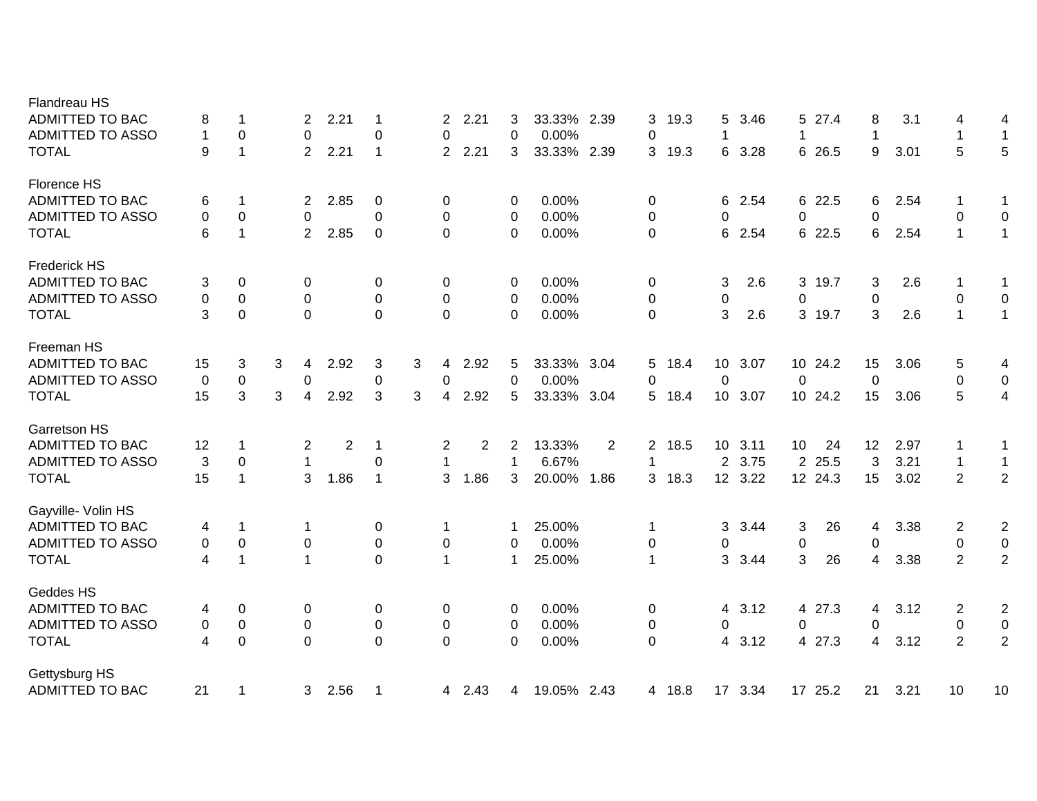| | | | | | | | | | | | | | | | | | | | | | | |
|---|---|---|---|---|---|---|---|---|---|---|---|---|---|---|---|---|---|---|---|---|---|---|
| **Flandreau HS** | | | | | | | | | | | | | | | | | | | | | | |
| ADMITTED TO BAC | 8 | 1 | | 2 | 2.21 | 1 | | 2 | 2.21 | 3 | 33.33% | 2.39 | 3 | 19.3 | 5 | 3.46 | 5 | 27.4 | 8 | 3.1 | 4 | 4 |
| ADMITTED TO ASSO | 1 | 0 | | 0 | | 0 | | 0 | | 0 | 0.00% | | 0 | | 1 | | 1 | | 1 | | 1 | 1 |
| TOTAL | 9 | 1 | | 2 | 2.21 | 1 | | 2 | 2.21 | 3 | 33.33% | 2.39 | 3 | 19.3 | 6 | 3.28 | 6 | 26.5 | 9 | 3.01 | 5 | 5 |
| **Florence HS** | | | | | | | | | | | | | | | | | | | | | | |
| ADMITTED TO BAC | 6 | 1 | | 2 | 2.85 | 0 | | 0 | | 0 | 0.00% | | 0 | | 6 | 2.54 | 6 | 22.5 | 6 | 2.54 | 1 | 1 |
| ADMITTED TO ASSO | 0 | 0 | | 0 | | 0 | | 0 | | 0 | 0.00% | | 0 | | 0 | | 0 | | 0 | | 0 | 0 |
| TOTAL | 6 | 1 | | 2 | 2.85 | 0 | | 0 | | 0 | 0.00% | | 0 | | 6 | 2.54 | 6 | 22.5 | 6 | 2.54 | 1 | 1 |
| **Frederick HS** | | | | | | | | | | | | | | | | | | | | | | |
| ADMITTED TO BAC | 3 | 0 | | 0 | | 0 | | 0 | | 0 | 0.00% | | 0 | | 3 | 2.6 | 3 | 19.7 | 3 | 2.6 | 1 | 1 |
| ADMITTED TO ASSO | 0 | 0 | | 0 | | 0 | | 0 | | 0 | 0.00% | | 0 | | 0 | | 0 | | 0 | | 0 | 0 |
| TOTAL | 3 | 0 | | 0 | | 0 | | 0 | | 0 | 0.00% | | 0 | | 3 | 2.6 | 3 | 19.7 | 3 | 2.6 | 1 | 1 |
| **Freeman HS** | | | | | | | | | | | | | | | | | | | | | | |
| ADMITTED TO BAC | 15 | 3 | 3 | 4 | 2.92 | 3 | 3 | 4 | 2.92 | 5 | 33.33% | 3.04 | 5 | 18.4 | 10 | 3.07 | 10 | 24.2 | 15 | 3.06 | 5 | 4 |
| ADMITTED TO ASSO | 0 | 0 | | 0 | | 0 | | 0 | | 0 | 0.00% | | 0 | | 0 | | 0 | | 0 | | 0 | 0 |
| TOTAL | 15 | 3 | 3 | 4 | 2.92 | 3 | 3 | 4 | 2.92 | 5 | 33.33% | 3.04 | 5 | 18.4 | 10 | 3.07 | 10 | 24.2 | 15 | 3.06 | 5 | 4 |
| **Garretson HS** | | | | | | | | | | | | | | | | | | | | | | |
| ADMITTED TO BAC | 12 | 1 | | 2 | 2 | 1 | | 2 | 2 | 2 | 13.33% | 2 | 2 | 18.5 | 10 | 3.11 | 10 | 24 | 12 | 2.97 | 1 | 1 |
| ADMITTED TO ASSO | 3 | 0 | | 1 | | 0 | | 1 | | 1 | 6.67% | | 1 | | 2 | 3.75 | 2 | 25.5 | 3 | 3.21 | 1 | 1 |
| TOTAL | 15 | 1 | | 3 | 1.86 | 1 | | 3 | 1.86 | 3 | 20.00% | 1.86 | 3 | 18.3 | 12 | 3.22 | 12 | 24.3 | 15 | 3.02 | 2 | 2 |
| **Gayville- Volin HS** | | | | | | | | | | | | | | | | | | | | | | |
| ADMITTED TO BAC | 4 | 1 | | 1 | | 0 | | 1 | | 1 | 25.00% | | 1 | | 3 | 3.44 | 3 | 26 | 4 | 3.38 | 2 | 2 |
| ADMITTED TO ASSO | 0 | 0 | | 0 | | 0 | | 0 | | 0 | 0.00% | | 0 | | 0 | | 0 | | 0 | | 0 | 0 |
| TOTAL | 4 | 1 | | 1 | | 0 | | 1 | | 1 | 25.00% | | 1 | | 3 | 3.44 | 3 | 26 | 4 | 3.38 | 2 | 2 |
| **Geddes HS** | | | | | | | | | | | | | | | | | | | | | | |
| ADMITTED TO BAC | 4 | 0 | | 0 | | 0 | | 0 | | 0 | 0.00% | | 0 | | 4 | 3.12 | 4 | 27.3 | 4 | 3.12 | 2 | 2 |
| ADMITTED TO ASSO | 0 | 0 | | 0 | | 0 | | 0 | | 0 | 0.00% | | 0 | | 0 | | 0 | | 0 | | 0 | 0 |
| TOTAL | 4 | 0 | | 0 | | 0 | | 0 | | 0 | 0.00% | | 0 | | 4 | 3.12 | 4 | 27.3 | 4 | 3.12 | 2 | 2 |
| **Gettysburg HS** | | | | | | | | | | | | | | | | | | | | | | |
| ADMITTED TO BAC | 21 | 1 | | 3 | 2.56 | 1 | | 4 | 2.43 | 4 | 19.05% | 2.43 | 4 | 18.8 | 17 | 3.34 | 17 | 25.2 | 21 | 3.21 | 10 | 10 |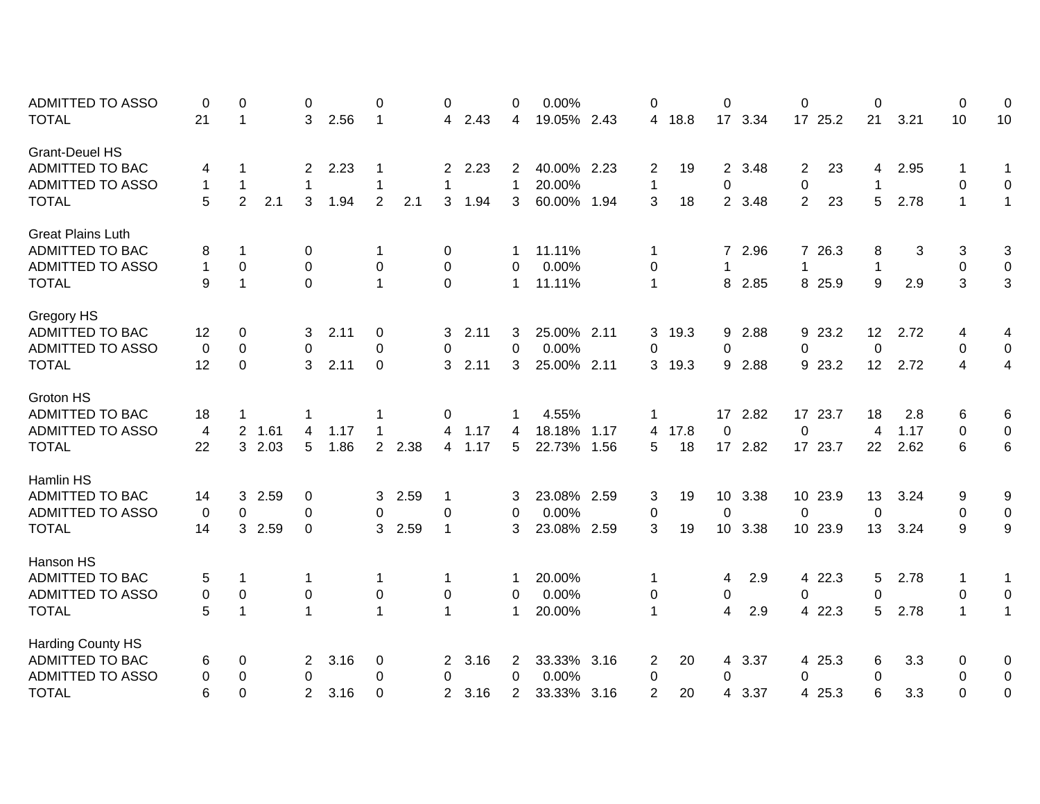| | | | | | | | | | | | | | | | | | | | | | |
|---|---|---|---|---|---|---|---|---|---|---|---|---|---|---|---|---|---|---|---|---|---|
| ADMITTED TO ASSO | 0 | 0 | | 0 | | 0 | | 0 | | 0 | 0.00% | | 0 | | 0 | | 0 | | 0 | | 0 | 0 |
| TOTAL | 21 | 1 | | 3 | 2.56 | 1 | | 4 | 2.43 | 4 | 19.05% | 2.43 | 4 | 18.8 | 17 | 3.34 | 17 | 25.2 | 21 | 3.21 | 10 | 10 |
| Grant-Deuel HS | | | | | | | | | | | | | | | | | | | | | | |
| ADMITTED TO BAC | 4 | 1 | | 2 | 2.23 | 1 | | 2 | 2.23 | 2 | 40.00% | 2.23 | 2 | 19 | 2 | 3.48 | 2 | 23 | 4 | 2.95 | 1 | 1 |
| ADMITTED TO ASSO | 1 | 1 | | 1 | | 1 | | 1 | | 1 | 20.00% | | 1 | | 0 | | 0 | | 1 | | 0 | 0 |
| TOTAL | 5 | 2 | 2.1 | 3 | 1.94 | 2 | 2.1 | 3 | 1.94 | 3 | 60.00% | 1.94 | 3 | 18 | 2 | 3.48 | 2 | 23 | 5 | 2.78 | 1 | 1 |
| Great Plains Luth | | | | | | | | | | | | | | | | | | | | | | |
| ADMITTED TO BAC | 8 | 1 | | 0 | | 1 | | 0 | | 1 | 11.11% | | 1 | | 7 | 2.96 | 7 | 26.3 | 8 | 3 | 3 | 3 |
| ADMITTED TO ASSO | 1 | 0 | | 0 | | 0 | | 0 | | 0 | 0.00% | | 0 | | 1 | | 1 | | 1 | | 0 | 0 |
| TOTAL | 9 | 1 | | 0 | | 1 | | 0 | | 1 | 11.11% | | 1 | | 8 | 2.85 | 8 | 25.9 | 9 | 2.9 | 3 | 3 |
| Gregory HS | | | | | | | | | | | | | | | | | | | | | | |
| ADMITTED TO BAC | 12 | 0 | | 3 | 2.11 | 0 | | 3 | 2.11 | 3 | 25.00% | 2.11 | 3 | 19.3 | 9 | 2.88 | 9 | 23.2 | 12 | 2.72 | 4 | 4 |
| ADMITTED TO ASSO | 0 | 0 | | 0 | | 0 | | 0 | | 0 | 0.00% | | 0 | | 0 | | 0 | | 0 | | 0 | 0 |
| TOTAL | 12 | 0 | | 3 | 2.11 | 0 | | 3 | 2.11 | 3 | 25.00% | 2.11 | 3 | 19.3 | 9 | 2.88 | 9 | 23.2 | 12 | 2.72 | 4 | 4 |
| Groton HS | | | | | | | | | | | | | | | | | | | | | | |
| ADMITTED TO BAC | 18 | 1 | | 1 | | 1 | | 0 | | 1 | 4.55% | | 1 | | 17 | 2.82 | 17 | 23.7 | 18 | 2.8 | 6 | 6 |
| ADMITTED TO ASSO | 4 | 2 | 1.61 | 4 | 1.17 | 1 | | 4 | 1.17 | 4 | 18.18% | 1.17 | 4 | 17.8 | 0 | | 0 | | 4 | 1.17 | 0 | 0 |
| TOTAL | 22 | 3 | 2.03 | 5 | 1.86 | 2 | 2.38 | 4 | 1.17 | 5 | 22.73% | 1.56 | 5 | 18 | 17 | 2.82 | 17 | 23.7 | 22 | 2.62 | 6 | 6 |
| Hamlin HS | | | | | | | | | | | | | | | | | | | | | | |
| ADMITTED TO BAC | 14 | 3 | 2.59 | 0 | | 3 | 2.59 | 1 | | 3 | 23.08% | 2.59 | 3 | 19 | 10 | 3.38 | 10 | 23.9 | 13 | 3.24 | 9 | 9 |
| ADMITTED TO ASSO | 0 | 0 | | 0 | | 0 | | 0 | | 0 | 0.00% | | 0 | | 0 | | 0 | | 0 | | 0 | 0 |
| TOTAL | 14 | 3 | 2.59 | 0 | | 3 | 2.59 | 1 | | 3 | 23.08% | 2.59 | 3 | 19 | 10 | 3.38 | 10 | 23.9 | 13 | 3.24 | 9 | 9 |
| Hanson HS | | | | | | | | | | | | | | | | | | | | | | |
| ADMITTED TO BAC | 5 | 1 | | 1 | | 1 | | 1 | | 1 | 20.00% | | 1 | | 4 | 2.9 | 4 | 22.3 | 5 | 2.78 | 1 | 1 |
| ADMITTED TO ASSO | 0 | 0 | | 0 | | 0 | | 0 | | 0 | 0.00% | | 0 | | 0 | | 0 | | 0 | | 0 | 0 |
| TOTAL | 5 | 1 | | 1 | | 1 | | 1 | | 1 | 20.00% | | 1 | | 4 | 2.9 | 4 | 22.3 | 5 | 2.78 | 1 | 1 |
| Harding County HS | | | | | | | | | | | | | | | | | | | | | | |
| ADMITTED TO BAC | 6 | 0 | | 2 | 3.16 | 0 | | 2 | 3.16 | 2 | 33.33% | 3.16 | 2 | 20 | 4 | 3.37 | 4 | 25.3 | 6 | 3.3 | 0 | 0 |
| ADMITTED TO ASSO | 0 | 0 | | 0 | | 0 | | 0 | | 0 | 0.00% | | 0 | | 0 | | 0 | | 0 | | 0 | 0 |
| TOTAL | 6 | 0 | | 2 | 3.16 | 0 | | 2 | 3.16 | 2 | 33.33% | 3.16 | 2 | 20 | 4 | 3.37 | 4 | 25.3 | 6 | 3.3 | 0 | 0 |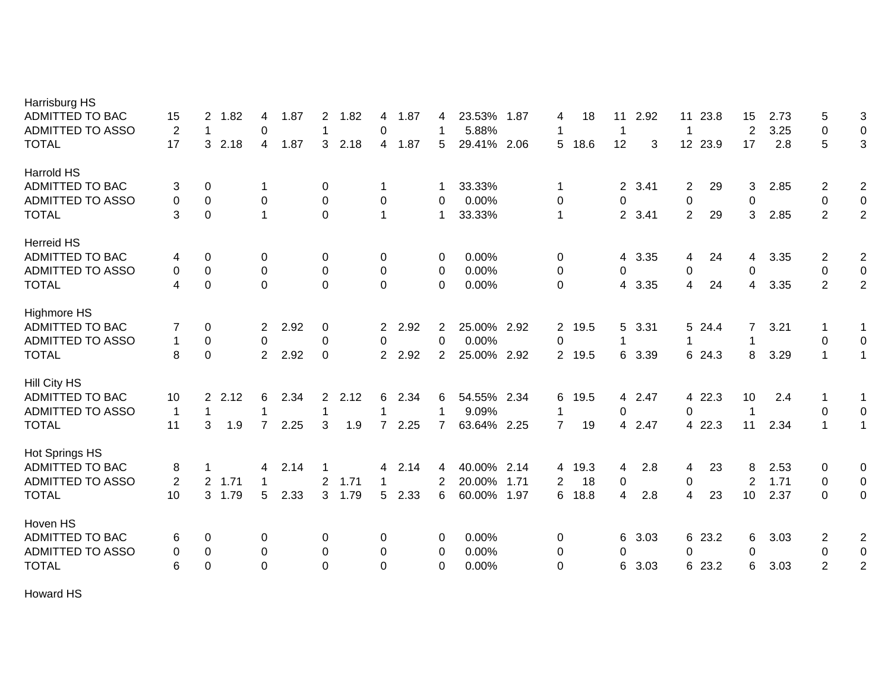| | | | | | | | | | | | | | | | | | | | | | | |
|---|---|---|---|---|---|---|---|---|---|---|---|---|---|---|---|---|---|---|---|---|---|---|
| Harrisburg HS | | | | | | | | | | | | | | | | | | | | | | |
| ADMITTED TO BAC | 15 | 2 | 1.82 | 4 | 1.87 | 2 | 1.82 | 4 | 1.87 | 4 | 23.53% | 1.87 | 4 | 18 | 11 | 2.92 | 11 | 23.8 | 15 | 2.73 | 5 | 3 |
| ADMITTED TO ASSO | 2 | 1 | | 0 | | 1 | | 0 | | 1 | 5.88% | | 1 | | 1 | | 1 | | 2 | 3.25 | 0 | 0 |
| TOTAL | 17 | 3 | 2.18 | 4 | 1.87 | 3 | 2.18 | 4 | 1.87 | 5 | 29.41% | 2.06 | 5 | 18.6 | 12 | 3 | 12 | 23.9 | 17 | 2.8 | 5 | 3 |
| | | | | | | | | | | | | | | | | | | | | | | |
| Harrold HS | | | | | | | | | | | | | | | | | | | | | | |
| ADMITTED TO BAC | 3 | 0 | | 1 | | 0 | | 1 | | 1 | 33.33% | | 1 | | 2 | 3.41 | 2 | 29 | 3 | 2.85 | 2 | 2 |
| ADMITTED TO ASSO | 0 | 0 | | 0 | | 0 | | 0 | | 0 | 0.00% | | 0 | | 0 | | 0 | | 0 | | 0 | 0 |
| TOTAL | 3 | 0 | | 1 | | 0 | | 1 | | 1 | 33.33% | | 1 | | 2 | 3.41 | 2 | 29 | 3 | 2.85 | 2 | 2 |
| | | | | | | | | | | | | | | | | | | | | | | |
| Herreid HS | | | | | | | | | | | | | | | | | | | | | | |
| ADMITTED TO BAC | 4 | 0 | | 0 | | 0 | | 0 | | 0 | 0.00% | | 0 | | 4 | 3.35 | 4 | 24 | 4 | 3.35 | 2 | 2 |
| ADMITTED TO ASSO | 0 | 0 | | 0 | | 0 | | 0 | | 0 | 0.00% | | 0 | | 0 | | 0 | | 0 | | 0 | 0 |
| TOTAL | 4 | 0 | | 0 | | 0 | | 0 | | 0 | 0.00% | | 0 | | 4 | 3.35 | 4 | 24 | 4 | 3.35 | 2 | 2 |
| | | | | | | | | | | | | | | | | | | | | | | |
| Highmore HS | | | | | | | | | | | | | | | | | | | | | | |
| ADMITTED TO BAC | 7 | 0 | | 2 | 2.92 | 0 | | 2 | 2.92 | 2 | 25.00% | 2.92 | 2 | 19.5 | 5 | 3.31 | 5 | 24.4 | 7 | 3.21 | 1 | 1 |
| ADMITTED TO ASSO | 1 | 0 | | 0 | | 0 | | 0 | | 0 | 0.00% | | 0 | | 1 | | 1 | | 1 | | 0 | 0 |
| TOTAL | 8 | 0 | | 2 | 2.92 | 0 | | 2 | 2.92 | 2 | 25.00% | 2.92 | 2 | 19.5 | 6 | 3.39 | 6 | 24.3 | 8 | 3.29 | 1 | 1 |
| | | | | | | | | | | | | | | | | | | | | | | |
| Hill City HS | | | | | | | | | | | | | | | | | | | | | | |
| ADMITTED TO BAC | 10 | 2 | 2.12 | 6 | 2.34 | 2 | 2.12 | 6 | 2.34 | 6 | 54.55% | 2.34 | 6 | 19.5 | 4 | 2.47 | 4 | 22.3 | 10 | 2.4 | 1 | 1 |
| ADMITTED TO ASSO | 1 | 1 | | 1 | | 1 | | 1 | | 1 | 9.09% | | 1 | | 0 | | 0 | | 1 | | 0 | 0 |
| TOTAL | 11 | 3 | 1.9 | 7 | 2.25 | 3 | 1.9 | 7 | 2.25 | 7 | 63.64% | 2.25 | 7 | 19 | 4 | 2.47 | 4 | 22.3 | 11 | 2.34 | 1 | 1 |
| | | | | | | | | | | | | | | | | | | | | | | |
| Hot Springs HS | | | | | | | | | | | | | | | | | | | | | | |
| ADMITTED TO BAC | 8 | 1 | | 4 | 2.14 | 1 | | 4 | 2.14 | 4 | 40.00% | 2.14 | 4 | 19.3 | 4 | 2.8 | 4 | 23 | 8 | 2.53 | 0 | 0 |
| ADMITTED TO ASSO | 2 | 2 | 1.71 | 1 | | 2 | 1.71 | 1 | | 2 | 20.00% | 1.71 | 2 | 18 | 0 | | 0 | | 2 | 1.71 | 0 | 0 |
| TOTAL | 10 | 3 | 1.79 | 5 | 2.33 | 3 | 1.79 | 5 | 2.33 | 6 | 60.00% | 1.97 | 6 | 18.8 | 4 | 2.8 | 4 | 23 | 10 | 2.37 | 0 | 0 |
| | | | | | | | | | | | | | | | | | | | | | | |
| Hoven HS | | | | | | | | | | | | | | | | | | | | | | |
| ADMITTED TO BAC | 6 | 0 | | 0 | | 0 | | 0 | | 0 | 0.00% | | 0 | | 6 | 3.03 | 6 | 23.2 | 6 | 3.03 | 2 | 2 |
| ADMITTED TO ASSO | 0 | 0 | | 0 | | 0 | | 0 | | 0 | 0.00% | | 0 | | 0 | | 0 | | 0 | | 0 | 0 |
| TOTAL | 6 | 0 | | 0 | | 0 | | 0 | | 0 | 0.00% | | 0 | | 6 | 3.03 | 6 | 23.2 | 6 | 3.03 | 2 | 2 |
| | | | | | | | | | | | | | | | | | | | | | | |
| Howard HS | | | | | | | | | | | | | | | | | | | | | | |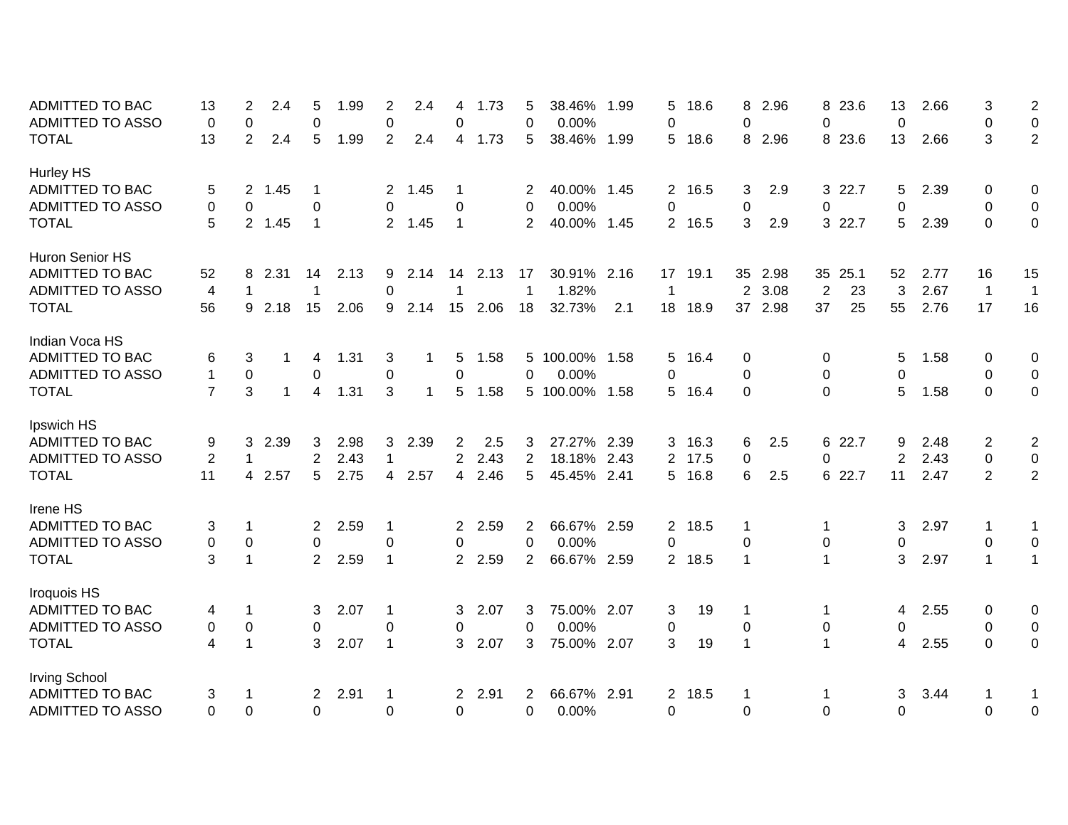| | | | | | | | | | | | | | | | | | | | | | | |
|---|---|---|---|---|---|---|---|---|---|---|---|---|---|---|---|---|---|---|---|---|---|---|
| ADMITTED TO BAC | 13 | 2 | 2.4 | 5 | 1.99 | 2 | 2.4 | 4 | 1.73 | 5 | 38.46% | 1.99 | 5 | 18.6 | 8 | 2.96 | 8 | 23.6 | 13 | 2.66 | 3 | 2 |
| ADMITTED TO ASSO | 0 | 0 | | 0 | | 0 | | 0 | | 0 | 0.00% | | 0 | | 0 | | 0 | | 0 | | 0 | 0 |
| TOTAL | 13 | 2 | 2.4 | 5 | 1.99 | 2 | 2.4 | 4 | 1.73 | 5 | 38.46% | 1.99 | 5 | 18.6 | 8 | 2.96 | 8 | 23.6 | 13 | 2.66 | 3 | 2 |
| Hurley HS | | | | | | | | | | | | | | | | | | | | | | |
| ADMITTED TO BAC | 5 | 2 | 1.45 | 1 | | 2 | 1.45 | 1 | | 2 | 40.00% | 1.45 | 2 | 16.5 | 3 | 2.9 | 3 | 22.7 | 5 | 2.39 | 0 | 0 |
| ADMITTED TO ASSO | 0 | 0 | | 0 | | 0 | | 0 | | 0 | 0.00% | | 0 | | 0 | | 0 | | 0 | | 0 | 0 |
| TOTAL | 5 | 2 | 1.45 | 1 | | 2 | 1.45 | 1 | | 2 | 40.00% | 1.45 | 2 | 16.5 | 3 | 2.9 | 3 | 22.7 | 5 | 2.39 | 0 | 0 |
| Huron Senior HS | | | | | | | | | | | | | | | | | | | | | | |
| ADMITTED TO BAC | 52 | 8 | 2.31 | 14 | 2.13 | 9 | 2.14 | 14 | 2.13 | 17 | 30.91% | 2.16 | 17 | 19.1 | 35 | 2.98 | 35 | 25.1 | 52 | 2.77 | 16 | 15 |
| ADMITTED TO ASSO | 4 | 1 | | 1 | | 0 | | 1 | | 1 | 1.82% | | 1 | | 2 | 3.08 | 2 | 23 | 3 | 2.67 | 1 | 1 |
| TOTAL | 56 | 9 | 2.18 | 15 | 2.06 | 9 | 2.14 | 15 | 2.06 | 18 | 32.73% | 2.1 | 18 | 18.9 | 37 | 2.98 | 37 | 25 | 55 | 2.76 | 17 | 16 |
| Indian Voca HS | | | | | | | | | | | | | | | | | | | | | | |
| ADMITTED TO BAC | 6 | 3 | 1 | 4 | 1.31 | 3 | 1 | 5 | 1.58 | 5 | 100.00% | 1.58 | 5 | 16.4 | 0 | | 0 | | 5 | 1.58 | 0 | 0 |
| ADMITTED TO ASSO | 1 | 0 | | 0 | | 0 | | 0 | | 0 | 0.00% | | 0 | | 0 | | 0 | | 0 | | 0 | 0 |
| TOTAL | 7 | 3 | 1 | 4 | 1.31 | 3 | 1 | 5 | 1.58 | 5 | 100.00% | 1.58 | 5 | 16.4 | 0 | | 0 | | 5 | 1.58 | 0 | 0 |
| Ipswich HS | | | | | | | | | | | | | | | | | | | | | | |
| ADMITTED TO BAC | 9 | 3 | 2.39 | 3 | 2.98 | 3 | 2.39 | 2 | 2.5 | 3 | 27.27% | 2.39 | 3 | 16.3 | 6 | 2.5 | 6 | 22.7 | 9 | 2.48 | 2 | 2 |
| ADMITTED TO ASSO | 2 | 1 | | 2 | 2.43 | 1 | | 2 | 2.43 | 2 | 18.18% | 2.43 | 2 | 17.5 | 0 | | 0 | | 2 | 2.43 | 0 | 0 |
| TOTAL | 11 | 4 | 2.57 | 5 | 2.75 | 4 | 2.57 | 4 | 2.46 | 5 | 45.45% | 2.41 | 5 | 16.8 | 6 | 2.5 | 6 | 22.7 | 11 | 2.47 | 2 | 2 |
| Irene HS | | | | | | | | | | | | | | | | | | | | | | |
| ADMITTED TO BAC | 3 | 1 | | 2 | 2.59 | 1 | | 2 | 2.59 | 2 | 66.67% | 2.59 | 2 | 18.5 | 1 | | 1 | | 3 | 2.97 | 1 | 1 |
| ADMITTED TO ASSO | 0 | 0 | | 0 | | 0 | | 0 | | 0 | 0.00% | | 0 | | 0 | | 0 | | 0 | | 0 | 0 |
| TOTAL | 3 | 1 | | 2 | 2.59 | 1 | | 2 | 2.59 | 2 | 66.67% | 2.59 | 2 | 18.5 | 1 | | 1 | | 3 | 2.97 | 1 | 1 |
| Iroquois HS | | | | | | | | | | | | | | | | | | | | | | |
| ADMITTED TO BAC | 4 | 1 | | 3 | 2.07 | 1 | | 3 | 2.07 | 3 | 75.00% | 2.07 | 3 | 19 | 1 | | 1 | | 4 | 2.55 | 0 | 0 |
| ADMITTED TO ASSO | 0 | 0 | | 0 | | 0 | | 0 | | 0 | 0.00% | | 0 | | 0 | | 0 | | 0 | | 0 | 0 |
| TOTAL | 4 | 1 | | 3 | 2.07 | 1 | | 3 | 2.07 | 3 | 75.00% | 2.07 | 3 | 19 | 1 | | 1 | | 4 | 2.55 | 0 | 0 |
| Irving School | | | | | | | | | | | | | | | | | | | | | | |
| ADMITTED TO BAC | 3 | 1 | | 2 | 2.91 | 1 | | 2 | 2.91 | 2 | 66.67% | 2.91 | 2 | 18.5 | 1 | | 1 | | 3 | 3.44 | 1 | 1 |
| ADMITTED TO ASSO | 0 | 0 | | 0 | | 0 | | 0 | | 0 | 0.00% | | 0 | | 0 | | 0 | | 0 | | 0 | 0 |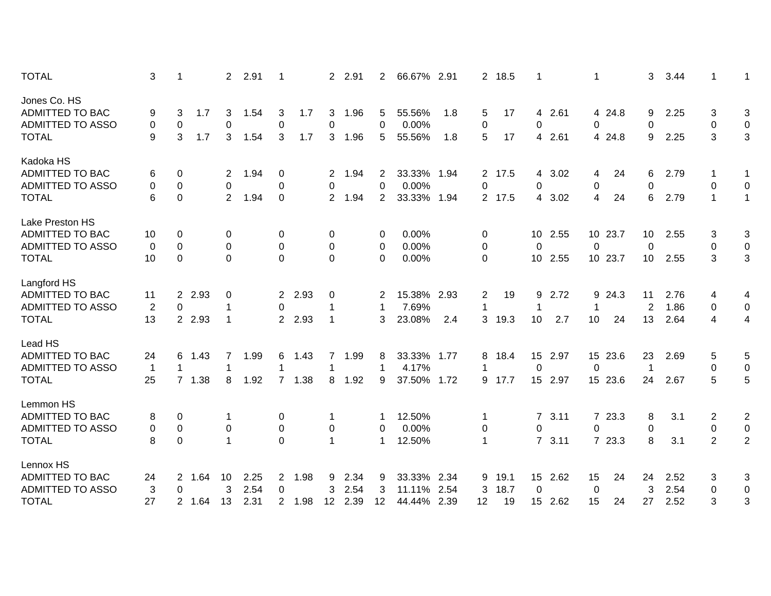| | | | | | | | | | | | | | | | | | | | | | | |
|---|---|---|---|---|---|---|---|---|---|---|---|---|---|---|---|---|---|---|---|---|---|---|
| TOTAL | 3 | 1 | | 2 | 2.91 | 1 | | 2 | 2.91 | 2 | 66.67% | 2.91 | 2 | 18.5 | 1 | | 1 | | 3 | 3.44 | 1 | 1 |
| | | | | | | | | | | | | | | | | | | | | | | |
| Jones Co. HS | | | | | | | | | | | | | | | | | | | | | | |
| ADMITTED TO BAC | 9 | 3 | 1.7 | 3 | 1.54 | 3 | 1.7 | 3 | 1.96 | 5 | 55.56% | 1.8 | 5 | 17 | 4 | 2.61 | 4 | 24.8 | 9 | 2.25 | 3 | 3 |
| ADMITTED TO ASSO | 0 | 0 | | 0 | | 0 | | 0 | | 0 | 0.00% | | 0 | | 0 | | 0 | | 0 | | 0 | 0 |
| TOTAL | 9 | 3 | 1.7 | 3 | 1.54 | 3 | 1.7 | 3 | 1.96 | 5 | 55.56% | 1.8 | 5 | 17 | 4 | 2.61 | 4 | 24.8 | 9 | 2.25 | 3 | 3 |
| | | | | | | | | | | | | | | | | | | | | | | |
| Kadoka HS | | | | | | | | | | | | | | | | | | | | | | |
| ADMITTED TO BAC | 6 | 0 | | 2 | 1.94 | 0 | | 2 | 1.94 | 2 | 33.33% | 1.94 | 2 | 17.5 | 4 | 3.02 | 4 | 24 | 6 | 2.79 | 1 | 1 |
| ADMITTED TO ASSO | 0 | 0 | | 0 | | 0 | | 0 | | 0 | 0.00% | | 0 | | 0 | | 0 | | 0 | | 0 | 0 |
| TOTAL | 6 | 0 | | 2 | 1.94 | 0 | | 2 | 1.94 | 2 | 33.33% | 1.94 | 2 | 17.5 | 4 | 3.02 | 4 | 24 | 6 | 2.79 | 1 | 1 |
| | | | | | | | | | | | | | | | | | | | | | | |
| Lake Preston HS | | | | | | | | | | | | | | | | | | | | | | |
| ADMITTED TO BAC | 10 | 0 | | 0 | | 0 | | 0 | | 0 | 0.00% | | 0 | | 10 | 2.55 | 10 | 23.7 | 10 | 2.55 | 3 | 3 |
| ADMITTED TO ASSO | 0 | 0 | | 0 | | 0 | | 0 | | 0 | 0.00% | | 0 | | 0 | | 0 | | 0 | | 0 | 0 |
| TOTAL | 10 | 0 | | 0 | | 0 | | 0 | | 0 | 0.00% | | 0 | | 10 | 2.55 | 10 | 23.7 | 10 | 2.55 | 3 | 3 |
| | | | | | | | | | | | | | | | | | | | | | | |
| Langford HS | | | | | | | | | | | | | | | | | | | | | | |
| ADMITTED TO BAC | 11 | 2 | 2.93 | 0 | | 2 | 2.93 | 0 | | 2 | 15.38% | 2.93 | 2 | 19 | 9 | 2.72 | 9 | 24.3 | 11 | 2.76 | 4 | 4 |
| ADMITTED TO ASSO | 2 | 0 | | 1 | | 0 | | 1 | | 1 | 7.69% | | 1 | | 1 | | 1 | | 2 | 1.86 | 0 | 0 |
| TOTAL | 13 | 2 | 2.93 | 1 | | 2 | 2.93 | 1 | | 3 | 23.08% | 2.4 | 3 | 19.3 | 10 | 2.7 | 10 | 24 | 13 | 2.64 | 4 | 4 |
| | | | | | | | | | | | | | | | | | | | | | | |
| Lead HS | | | | | | | | | | | | | | | | | | | | | | |
| ADMITTED TO BAC | 24 | 6 | 1.43 | 7 | 1.99 | 6 | 1.43 | 7 | 1.99 | 8 | 33.33% | 1.77 | 8 | 18.4 | 15 | 2.97 | 15 | 23.6 | 23 | 2.69 | 5 | 5 |
| ADMITTED TO ASSO | 1 | 1 | | 1 | | 1 | | 1 | | 1 | 4.17% | | 1 | | 0 | | 0 | | 1 | | 0 | 0 |
| TOTAL | 25 | 7 | 1.38 | 8 | 1.92 | 7 | 1.38 | 8 | 1.92 | 9 | 37.50% | 1.72 | 9 | 17.7 | 15 | 2.97 | 15 | 23.6 | 24 | 2.67 | 5 | 5 |
| | | | | | | | | | | | | | | | | | | | | | | |
| Lemmon HS | | | | | | | | | | | | | | | | | | | | | | |
| ADMITTED TO BAC | 8 | 0 | | 1 | | 0 | | 1 | | 1 | 12.50% | | 1 | | 7 | 3.11 | 7 | 23.3 | 8 | 3.1 | 2 | 2 |
| ADMITTED TO ASSO | 0 | 0 | | 0 | | 0 | | 0 | | 0 | 0.00% | | 0 | | 0 | | 0 | | 0 | | 0 | 0 |
| TOTAL | 8 | 0 | | 1 | | 0 | | 1 | | 1 | 12.50% | | 1 | | 7 | 3.11 | 7 | 23.3 | 8 | 3.1 | 2 | 2 |
| | | | | | | | | | | | | | | | | | | | | | | |
| Lennox HS | | | | | | | | | | | | | | | | | | | | | | |
| ADMITTED TO BAC | 24 | 2 | 1.64 | 10 | 2.25 | 2 | 1.98 | 9 | 2.34 | 9 | 33.33% | 2.34 | 9 | 19.1 | 15 | 2.62 | 15 | 24 | 24 | 2.52 | 3 | 3 |
| ADMITTED TO ASSO | 3 | 0 | | 3 | 2.54 | 0 | | 3 | 2.54 | 3 | 11.11% | 2.54 | 3 | 18.7 | 0 | | 0 | | 3 | 2.54 | 0 | 0 |
| TOTAL | 27 | 2 | 1.64 | 13 | 2.31 | 2 | 1.98 | 12 | 2.39 | 12 | 44.44% | 2.39 | 12 | 19 | 15 | 2.62 | 15 | 24 | 27 | 2.52 | 3 | 3 |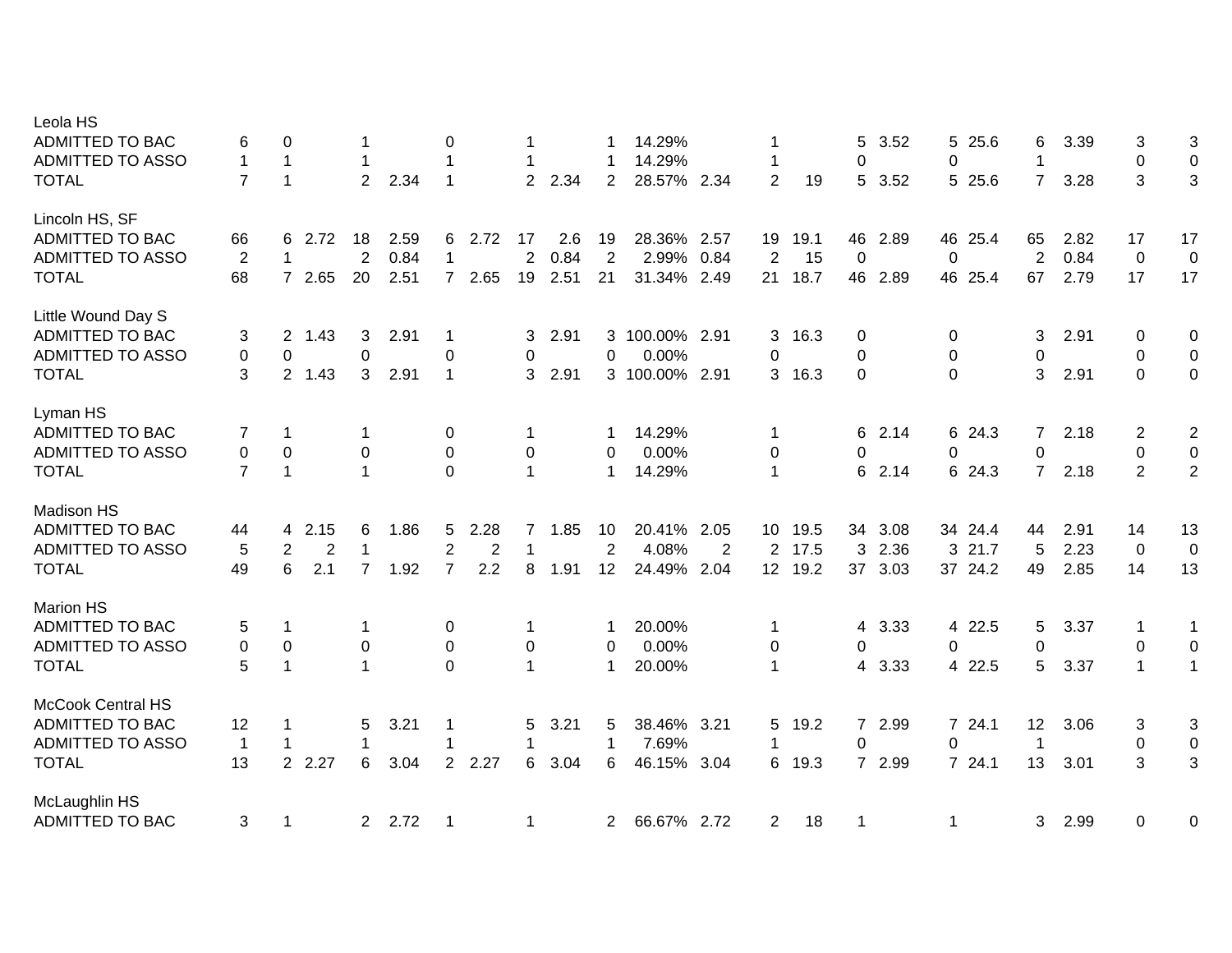| | | | | | | | | | | | | | | | | | | | | | | |
|---|---|---|---|---|---|---|---|---|---|---|---|---|---|---|---|---|---|---|---|---|---|---|
| Leola HS | | | | | | | | | | | | | | | | | | | | | | |
| ADMITTED TO BAC | 6 | 0 | | 1 | | 0 | | 1 | | 1 | 14.29% | | 1 | | 5 | 3.52 | 5 | 25.6 | 6 | 3.39 | 3 | 3 |
| ADMITTED TO ASSO | 1 | 1 | | 1 | | 1 | | 1 | | 1 | 14.29% | | 1 | | 0 | | 0 | | 1 | | 0 | 0 |
| TOTAL | 7 | 1 | | 2 | 2.34 | 1 | | 2 | 2.34 | 2 | 28.57% | 2.34 | 2 | 19 | 5 | 3.52 | 5 | 25.6 | 7 | 3.28 | 3 | 3 |
| Lincoln HS, SF | | | | | | | | | | | | | | | | | | | | | | |
| ADMITTED TO BAC | 66 | 6 | 2.72 | 18 | 2.59 | 6 | 2.72 | 17 | 2.6 | 19 | 28.36% | 2.57 | 19 | 19.1 | 46 | 2.89 | 46 | 25.4 | 65 | 2.82 | 17 | 17 |
| ADMITTED TO ASSO | 2 | 1 | | 2 | 0.84 | 1 | | 2 | 0.84 | 2 | 2.99% | 0.84 | 2 | 15 | 0 | | 0 | | 2 | 0.84 | 0 | 0 |
| TOTAL | 68 | 7 | 2.65 | 20 | 2.51 | 7 | 2.65 | 19 | 2.51 | 21 | 31.34% | 2.49 | 21 | 18.7 | 46 | 2.89 | 46 | 25.4 | 67 | 2.79 | 17 | 17 |
| Little Wound Day S | | | | | | | | | | | | | | | | | | | | | | |
| ADMITTED TO BAC | 3 | 2 | 1.43 | 3 | 2.91 | 1 | | 3 | 2.91 | 3 | 100.00% | 2.91 | 3 | 16.3 | 0 | | 0 | | 3 | 2.91 | 0 | 0 |
| ADMITTED TO ASSO | 0 | 0 | | 0 | | 0 | | 0 | | 0 | 0.00% | | 0 | | 0 | | 0 | | 0 | | 0 | 0 |
| TOTAL | 3 | 2 | 1.43 | 3 | 2.91 | 1 | | 3 | 2.91 | 3 | 100.00% | 2.91 | 3 | 16.3 | 0 | | 0 | | 3 | 2.91 | 0 | 0 |
| Lyman HS | | | | | | | | | | | | | | | | | | | | | | |
| ADMITTED TO BAC | 7 | 1 | | 1 | | 0 | | 1 | | 1 | 14.29% | | 1 | | 6 | 2.14 | 6 | 24.3 | 7 | 2.18 | 2 | 2 |
| ADMITTED TO ASSO | 0 | 0 | | 0 | | 0 | | 0 | | 0 | 0.00% | | 0 | | 0 | | 0 | | 0 | | 0 | 0 |
| TOTAL | 7 | 1 | | 1 | | 0 | | 1 | | 1 | 14.29% | | 1 | | 6 | 2.14 | 6 | 24.3 | 7 | 2.18 | 2 | 2 |
| Madison HS | | | | | | | | | | | | | | | | | | | | | | |
| ADMITTED TO BAC | 44 | 4 | 2.15 | 6 | 1.86 | 5 | 2.28 | 7 | 1.85 | 10 | 20.41% | 2.05 | 10 | 19.5 | 34 | 3.08 | 34 | 24.4 | 44 | 2.91 | 14 | 13 |
| ADMITTED TO ASSO | 5 | 2 | 2 | 1 | | 2 | 2 | 1 | | 2 | 4.08% | 2 | 2 | 17.5 | 3 | 2.36 | 3 | 21.7 | 5 | 2.23 | 0 | 0 |
| TOTAL | 49 | 6 | 2.1 | 7 | 1.92 | 7 | 2.2 | 8 | 1.91 | 12 | 24.49% | 2.04 | 12 | 19.2 | 37 | 3.03 | 37 | 24.2 | 49 | 2.85 | 14 | 13 |
| Marion HS | | | | | | | | | | | | | | | | | | | | | | |
| ADMITTED TO BAC | 5 | 1 | | 1 | | 0 | | 1 | | 1 | 20.00% | | 1 | | 4 | 3.33 | 4 | 22.5 | 5 | 3.37 | 1 | 1 |
| ADMITTED TO ASSO | 0 | 0 | | 0 | | 0 | | 0 | | 0 | 0.00% | | 0 | | 0 | | 0 | | 0 | | 0 | 0 |
| TOTAL | 5 | 1 | | 1 | | 0 | | 1 | | 1 | 20.00% | | 1 | | 4 | 3.33 | 4 | 22.5 | 5 | 3.37 | 1 | 1 |
| McCook Central HS | | | | | | | | | | | | | | | | | | | | | | |
| ADMITTED TO BAC | 12 | 1 | | 5 | 3.21 | 1 | | 5 | 3.21 | 5 | 38.46% | 3.21 | 5 | 19.2 | 7 | 2.99 | 7 | 24.1 | 12 | 3.06 | 3 | 3 |
| ADMITTED TO ASSO | 1 | 1 | | 1 | | 1 | | 1 | | 1 | 7.69% | | 1 | | 0 | | 0 | | 1 | | 0 | 0 |
| TOTAL | 13 | 2 | 2.27 | 6 | 3.04 | 2 | 2.27 | 6 | 3.04 | 6 | 46.15% | 3.04 | 6 | 19.3 | 7 | 2.99 | 7 | 24.1 | 13 | 3.01 | 3 | 3 |
| McLaughlin HS | | | | | | | | | | | | | | | | | | | | | | |
| ADMITTED TO BAC | 3 | 1 | | 2 | 2.72 | 1 | | 1 | | 2 | 66.67% | 2.72 | 2 | 18 | 1 | | 1 | | 3 | 2.99 | 0 | 0 |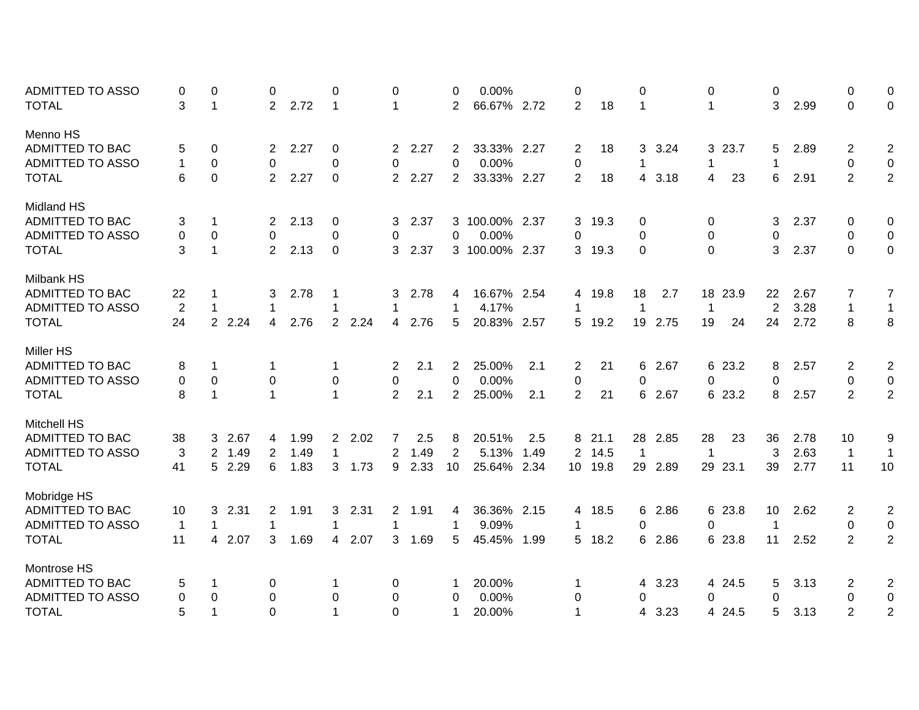| | | | | | | | | | | | | | | | | | | | | | | |
|---|---|---|---|---|---|---|---|---|---|---|---|---|---|---|---|---|---|---|---|---|---|---|
| ADMITTED TO ASSO | 0 | 0 | | 0 | | 0 | | 0 | | 0 | 0.00% | | 0 | | 0 | | 0 | | 0 | | 0 | 0 |
| TOTAL | 3 | 1 | | 2 | 2.72 | 1 | | 1 | | 2 | 66.67% | 2.72 | 2 | 18 | 1 | | 1 | | 3 | 2.99 | 0 | 0 |
| Menno HS | | | | | | | | | | | | | | | | | | | | | | |
| ADMITTED TO BAC | 5 | 0 | | 2 | 2.27 | 0 | | 2 | 2.27 | 2 | 33.33% | 2.27 | 2 | 18 | 3 | 3.24 | 3 | 23.7 | 5 | 2.89 | 2 | 2 |
| ADMITTED TO ASSO | 1 | 0 | | 0 | | 0 | | 0 | | 0 | 0.00% | | 0 | | 1 | | 1 | | 1 | | 0 | 0 |
| TOTAL | 6 | 0 | | 2 | 2.27 | 0 | | 2 | 2.27 | 2 | 33.33% | 2.27 | 2 | 18 | 4 | 3.18 | 4 | 23 | 6 | 2.91 | 2 | 2 |
| Midland HS | | | | | | | | | | | | | | | | | | | | | | |
| ADMITTED TO BAC | 3 | 1 | | 2 | 2.13 | 0 | | 3 | 2.37 | 3 | 100.00% | 2.37 | 3 | 19.3 | 0 | | 0 | | 3 | 2.37 | 0 | 0 |
| ADMITTED TO ASSO | 0 | 0 | | 0 | | 0 | | 0 | | 0 | 0.00% | | 0 | | 0 | | 0 | | 0 | | 0 | 0 |
| TOTAL | 3 | 1 | | 2 | 2.13 | 0 | | 3 | 2.37 | 3 | 100.00% | 2.37 | 3 | 19.3 | 0 | | 0 | | 3 | 2.37 | 0 | 0 |
| Milbank HS | | | | | | | | | | | | | | | | | | | | | | |
| ADMITTED TO BAC | 22 | 1 | | 3 | 2.78 | 1 | | 3 | 2.78 | 4 | 16.67% | 2.54 | 4 | 19.8 | 18 | 2.7 | 18 | 23.9 | 22 | 2.67 | 7 | 7 |
| ADMITTED TO ASSO | 2 | 1 | | 1 | | 1 | | 1 | | 1 | 4.17% | | 1 | | 1 | | 1 | | 2 | 3.28 | 1 | 1 |
| TOTAL | 24 | 2 | 2.24 | 4 | 2.76 | 2 | 2.24 | 4 | 2.76 | 5 | 20.83% | 2.57 | 5 | 19.2 | 19 | 2.75 | 19 | 24 | 24 | 2.72 | 8 | 8 |
| Miller HS | | | | | | | | | | | | | | | | | | | | | | |
| ADMITTED TO BAC | 8 | 1 | | 1 | | 1 | | 2 | 2.1 | 2 | 25.00% | 2.1 | 2 | 21 | 6 | 2.67 | 6 | 23.2 | 8 | 2.57 | 2 | 2 |
| ADMITTED TO ASSO | 0 | 0 | | 0 | | 0 | | 0 | | 0 | 0.00% | | 0 | | 0 | | 0 | | 0 | | 0 | 0 |
| TOTAL | 8 | 1 | | 1 | | 1 | | 2 | 2.1 | 2 | 25.00% | 2.1 | 2 | 21 | 6 | 2.67 | 6 | 23.2 | 8 | 2.57 | 2 | 2 |
| Mitchell HS | | | | | | | | | | | | | | | | | | | | | | |
| ADMITTED TO BAC | 38 | 3 | 2.67 | 4 | 1.99 | 2 | 2.02 | 7 | 2.5 | 8 | 20.51% | 2.5 | 8 | 21.1 | 28 | 2.85 | 28 | 23 | 36 | 2.78 | 10 | 9 |
| ADMITTED TO ASSO | 3 | 2 | 1.49 | 2 | 1.49 | 1 | | 2 | 1.49 | 2 | 5.13% | 1.49 | 2 | 14.5 | 1 | | 1 | | 3 | 2.63 | 1 | 1 |
| TOTAL | 41 | 5 | 2.29 | 6 | 1.83 | 3 | 1.73 | 9 | 2.33 | 10 | 25.64% | 2.34 | 10 | 19.8 | 29 | 2.89 | 29 | 23.1 | 39 | 2.77 | 11 | 10 |
| Mobridge HS | | | | | | | | | | | | | | | | | | | | | | |
| ADMITTED TO BAC | 10 | 3 | 2.31 | 2 | 1.91 | 3 | 2.31 | 2 | 1.91 | 4 | 36.36% | 2.15 | 4 | 18.5 | 6 | 2.86 | 6 | 23.8 | 10 | 2.62 | 2 | 2 |
| ADMITTED TO ASSO | 1 | 1 | | 1 | | 1 | | 1 | | 1 | 9.09% | | 1 | | 0 | | 0 | | 1 | | 0 | 0 |
| TOTAL | 11 | 4 | 2.07 | 3 | 1.69 | 4 | 2.07 | 3 | 1.69 | 5 | 45.45% | 1.99 | 5 | 18.2 | 6 | 2.86 | 6 | 23.8 | 11 | 2.52 | 2 | 2 |
| Montrose HS | | | | | | | | | | | | | | | | | | | | | | |
| ADMITTED TO BAC | 5 | 1 | | 0 | | 1 | | 0 | | 1 | 20.00% | | 1 | | 4 | 3.23 | 4 | 24.5 | 5 | 3.13 | 2 | 2 |
| ADMITTED TO ASSO | 0 | 0 | | 0 | | 0 | | 0 | | 0 | 0.00% | | 0 | | 0 | | 0 | | 0 | | 0 | 0 |
| TOTAL | 5 | 1 | | 0 | | 1 | | 0 | | 1 | 20.00% | | 1 | | 4 | 3.23 | 4 | 24.5 | 5 | 3.13 | 2 | 2 |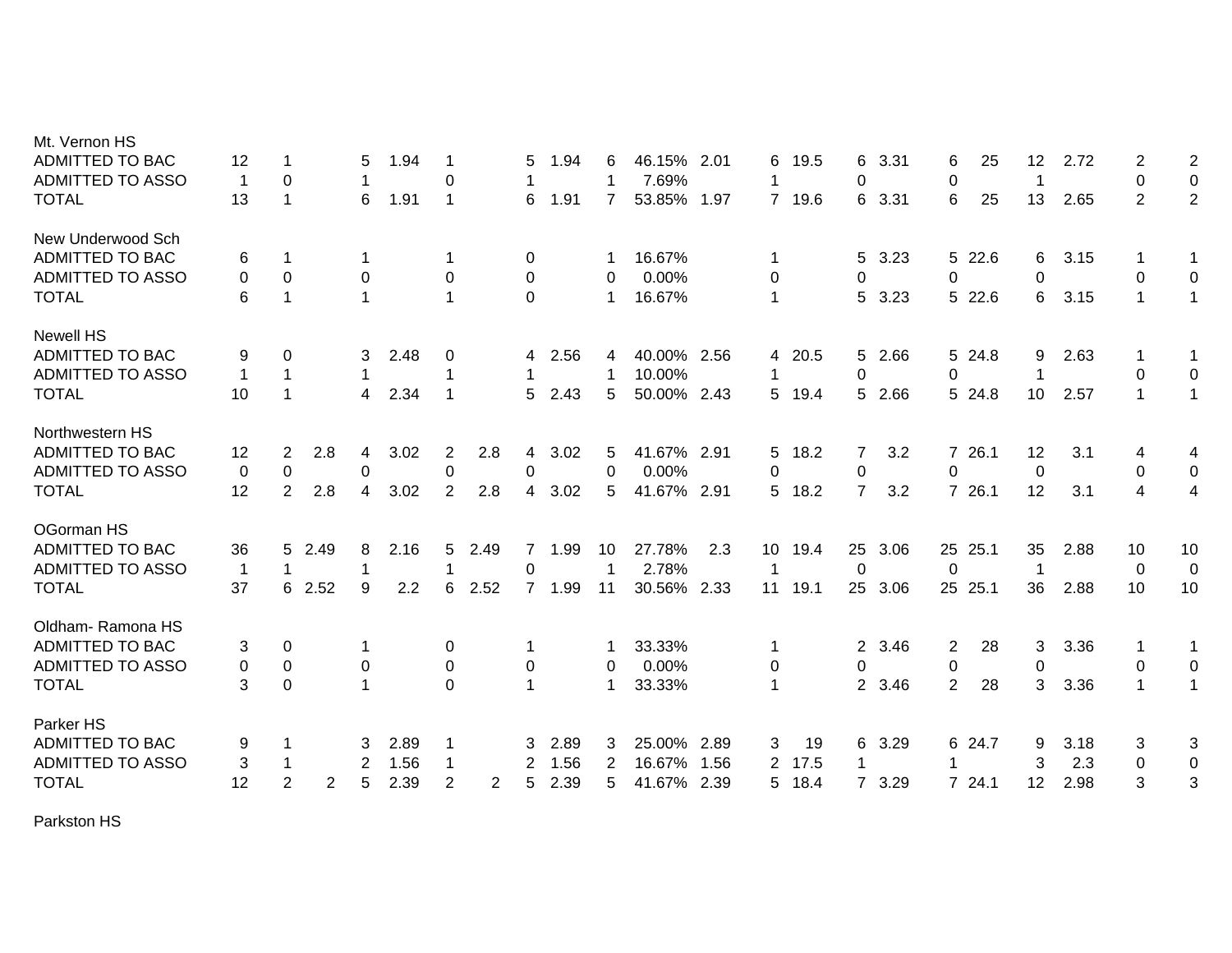| | | | | | | | | | | | | | | | | | | | | | | |
|---|---|---|---|---|---|---|---|---|---|---|---|---|---|---|---|---|---|---|---|---|---|---|
| Mt. Vernon HS | | | | | | | | | | | | | | | | | | | | | | |
| ADMITTED TO BAC | 12 | 1 | | 5 | 1.94 | 1 | | 5 | 1.94 | 6 | 46.15% | 2.01 | 6 | 19.5 | 6 | 3.31 | 6 | 25 | 12 | 2.72 | 2 | 2 |
| ADMITTED TO ASSO | 1 | 0 | | 1 | | 0 | | 1 | | 1 | 7.69% | | 1 | | 0 | | 0 | | 1 | | 0 | 0 |
| TOTAL | 13 | 1 | | 6 | 1.91 | 1 | | 6 | 1.91 | 7 | 53.85% | 1.97 | 7 | 19.6 | 6 | 3.31 | 6 | 25 | 13 | 2.65 | 2 | 2 |
| New Underwood Sch | | | | | | | | | | | | | | | | | | | | | | |
| ADMITTED TO BAC | 6 | 1 | | 1 | | 1 | | 0 | | 1 | 16.67% | | 1 | | 5 | 3.23 | 5 | 22.6 | 6 | 3.15 | 1 | 1 |
| ADMITTED TO ASSO | 0 | 0 | | 0 | | 0 | | 0 | | 0 | 0.00% | | 0 | | 0 | | 0 | | 0 | | 0 | 0 |
| TOTAL | 6 | 1 | | 1 | | 1 | | 0 | | 1 | 16.67% | | 1 | | 5 | 3.23 | 5 | 22.6 | 6 | 3.15 | 1 | 1 |
| Newell HS | | | | | | | | | | | | | | | | | | | | | | |
| ADMITTED TO BAC | 9 | 0 | | 3 | 2.48 | 0 | | 4 | 2.56 | 4 | 40.00% | 2.56 | 4 | 20.5 | 5 | 2.66 | 5 | 24.8 | 9 | 2.63 | 1 | 1 |
| ADMITTED TO ASSO | 1 | 1 | | 1 | | 1 | | 1 | | 1 | 10.00% | | 1 | | 0 | | 0 | | 1 | | 0 | 0 |
| TOTAL | 10 | 1 | | 4 | 2.34 | 1 | | 5 | 2.43 | 5 | 50.00% | 2.43 | 5 | 19.4 | 5 | 2.66 | 5 | 24.8 | 10 | 2.57 | 1 | 1 |
| Northwestern HS | | | | | | | | | | | | | | | | | | | | | | |
| ADMITTED TO BAC | 12 | 2 | 2.8 | 4 | 3.02 | 2 | 2.8 | 4 | 3.02 | 5 | 41.67% | 2.91 | 5 | 18.2 | 7 | 3.2 | 7 | 26.1 | 12 | 3.1 | 4 | 4 |
| ADMITTED TO ASSO | 0 | 0 | | 0 | | 0 | | 0 | | 0 | 0.00% | | 0 | | 0 | | 0 | | 0 | | 0 | 0 |
| TOTAL | 12 | 2 | 2.8 | 4 | 3.02 | 2 | 2.8 | 4 | 3.02 | 5 | 41.67% | 2.91 | 5 | 18.2 | 7 | 3.2 | 7 | 26.1 | 12 | 3.1 | 4 | 4 |
| OGorman HS | | | | | | | | | | | | | | | | | | | | | | |
| ADMITTED TO BAC | 36 | 5 | 2.49 | 8 | 2.16 | 5 | 2.49 | 7 | 1.99 | 10 | 27.78% | 2.3 | 10 | 19.4 | 25 | 3.06 | 25 | 25.1 | 35 | 2.88 | 10 | 10 |
| ADMITTED TO ASSO | 1 | 1 | | 1 | | 1 | | 0 | | 1 | 2.78% | | 1 | | 0 | | 0 | | 1 | | 0 | 0 |
| TOTAL | 37 | 6 | 2.52 | 9 | 2.2 | 6 | 2.52 | 7 | 1.99 | 11 | 30.56% | 2.33 | 11 | 19.1 | 25 | 3.06 | 25 | 25.1 | 36 | 2.88 | 10 | 10 |
| Oldham- Ramona HS | | | | | | | | | | | | | | | | | | | | | | |
| ADMITTED TO BAC | 3 | 0 | | 1 | | 0 | | 1 | | 1 | 33.33% | | 1 | | 2 | 3.46 | 2 | 28 | 3 | 3.36 | 1 | 1 |
| ADMITTED TO ASSO | 0 | 0 | | 0 | | 0 | | 0 | | 0 | 0.00% | | 0 | | 0 | | 0 | | 0 | | 0 | 0 |
| TOTAL | 3 | 0 | | 1 | | 0 | | 1 | | 1 | 33.33% | | 1 | | 2 | 3.46 | 2 | 28 | 3 | 3.36 | 1 | 1 |
| Parker HS | | | | | | | | | | | | | | | | | | | | | | |
| ADMITTED TO BAC | 9 | 1 | | 3 | 2.89 | 1 | | 3 | 2.89 | 3 | 25.00% | 2.89 | 3 | 19 | 6 | 3.29 | 6 | 24.7 | 9 | 3.18 | 3 | 3 |
| ADMITTED TO ASSO | 3 | 1 | | 2 | 1.56 | 1 | | 2 | 1.56 | 2 | 16.67% | 1.56 | 2 | 17.5 | 1 | | 1 | | 3 | 2.3 | 0 | 0 |
| TOTAL | 12 | 2 | 2 | 5 | 2.39 | 2 | 2 | 5 | 2.39 | 5 | 41.67% | 2.39 | 5 | 18.4 | 7 | 3.29 | 7 | 24.1 | 12 | 2.98 | 3 | 3 |
| Parkston HS | | | | | | | | | | | | | | | | | | | | | | |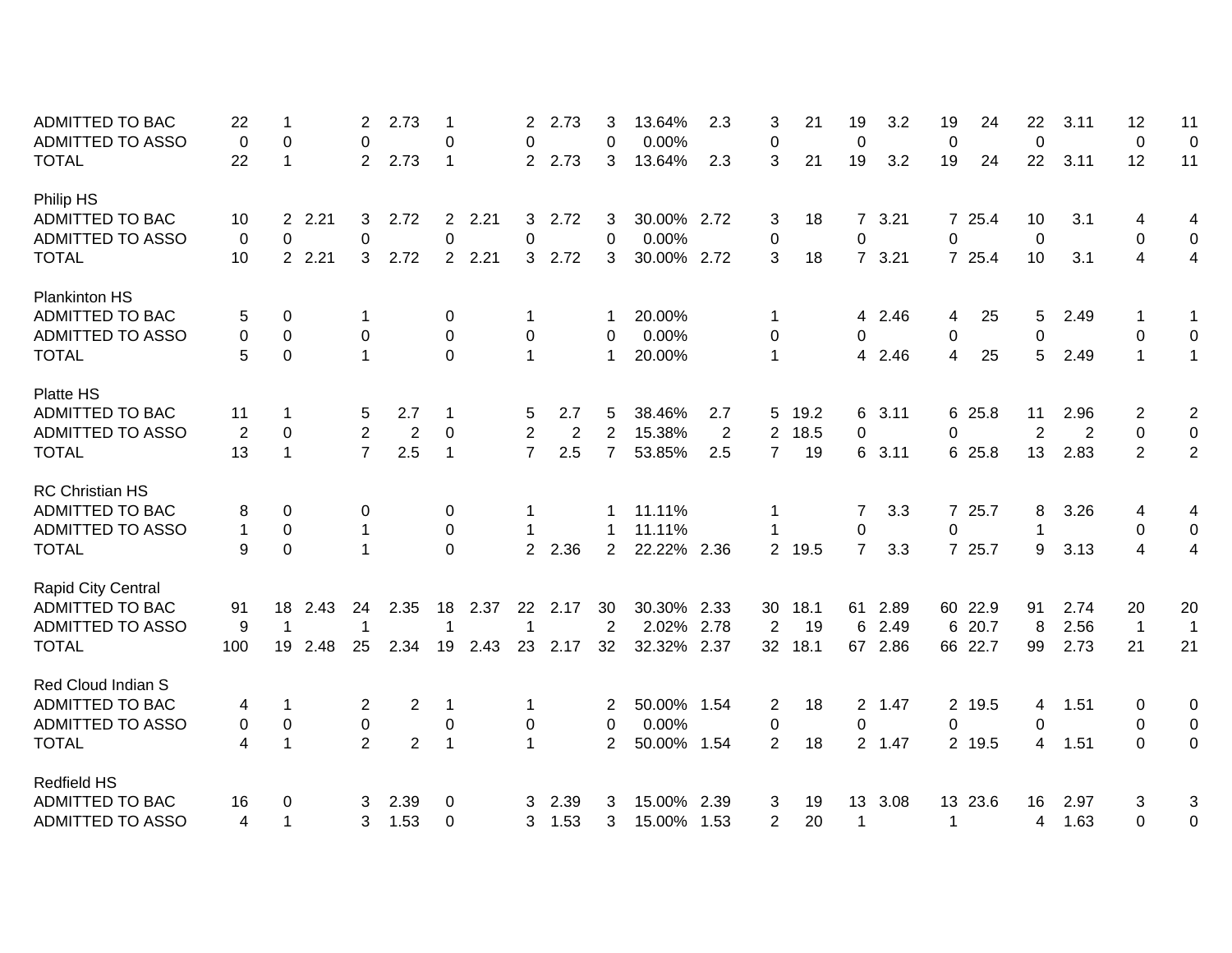| | | | | | | | | | | | | | | | | | | | | | | |
|---|---|---|---|---|---|---|---|---|---|---|---|---|---|---|---|---|---|---|---|---|---|---|
| ADMITTED TO BAC | 22 | 1 | | 2 | 2.73 | 1 | | 2 | 2.73 | 3 | 13.64% | 2.3 | 3 | 21 | 19 | 3.2 | 19 | 24 | 22 | 3.11 | 12 | 11 |
| ADMITTED TO ASSO | 0 | 0 | | 0 | | 0 | | 0 | | 0 | 0.00% | | 0 | | 0 | | 0 | | 0 | | 0 | 0 |
| TOTAL | 22 | 1 | | 2 | 2.73 | 1 | | 2 | 2.73 | 3 | 13.64% | 2.3 | 3 | 21 | 19 | 3.2 | 19 | 24 | 22 | 3.11 | 12 | 11 |
| Philip HS | | | | | | | | | | | | | | | | | | | | | | |
| ADMITTED TO BAC | 10 | 2 | 2.21 | 3 | 2.72 | 2 | 2.21 | 3 | 2.72 | 3 | 30.00% | 2.72 | 3 | 18 | 7 | 3.21 | 7 | 25.4 | 10 | 3.1 | 4 | 4 |
| ADMITTED TO ASSO | 0 | 0 | | 0 | | 0 | | 0 | | 0 | 0.00% | | 0 | | 0 | | 0 | | 0 | | 0 | 0 |
| TOTAL | 10 | 2 | 2.21 | 3 | 2.72 | 2 | 2.21 | 3 | 2.72 | 3 | 30.00% | 2.72 | 3 | 18 | 7 | 3.21 | 7 | 25.4 | 10 | 3.1 | 4 | 4 |
| Plankinton HS | | | | | | | | | | | | | | | | | | | | | | |
| ADMITTED TO BAC | 5 | 0 | | 1 | | 0 | | 1 | | 1 | 20.00% | | 1 | | 4 | 2.46 | 4 | 25 | 5 | 2.49 | 1 | 1 |
| ADMITTED TO ASSO | 0 | 0 | | 0 | | 0 | | 0 | | 0 | 0.00% | | 0 | | 0 | | 0 | | 0 | | 0 | 0 |
| TOTAL | 5 | 0 | | 1 | | 0 | | 1 | | 1 | 20.00% | | 1 | | 4 | 2.46 | 4 | 25 | 5 | 2.49 | 1 | 1 |
| Platte HS | | | | | | | | | | | | | | | | | | | | | | |
| ADMITTED TO BAC | 11 | 1 | | 5 | 2.7 | 1 | | 5 | 2.7 | 5 | 38.46% | 2.7 | 5 | 19.2 | 6 | 3.11 | 6 | 25.8 | 11 | 2.96 | 2 | 2 |
| ADMITTED TO ASSO | 2 | 0 | | 2 | 2 | 0 | | 2 | 2 | 2 | 15.38% | 2 | 2 | 18.5 | 0 | | 0 | | 2 | 2 | 0 | 0 |
| TOTAL | 13 | 1 | | 7 | 2.5 | 1 | | 7 | 2.5 | 7 | 53.85% | 2.5 | 7 | 19 | 6 | 3.11 | 6 | 25.8 | 13 | 2.83 | 2 | 2 |
| RC Christian HS | | | | | | | | | | | | | | | | | | | | | | |
| ADMITTED TO BAC | 8 | 0 | | 0 | | 0 | | 1 | | 1 | 11.11% | | 1 | | 7 | 3.3 | 7 | 25.7 | 8 | 3.26 | 4 | 4 |
| ADMITTED TO ASSO | 1 | 0 | | 1 | | 0 | | 1 | | 1 | 11.11% | | 1 | | 0 | | 0 | | 1 | | 0 | 0 |
| TOTAL | 9 | 0 | | 1 | | 0 | | 2 | 2.36 | 2 | 22.22% | 2.36 | 2 | 19.5 | 7 | 3.3 | 7 | 25.7 | 9 | 3.13 | 4 | 4 |
| Rapid City Central | | | | | | | | | | | | | | | | | | | | | | |
| ADMITTED TO BAC | 91 | 18 | 2.43 | 24 | 2.35 | 18 | 2.37 | 22 | 2.17 | 30 | 30.30% | 2.33 | 30 | 18.1 | 61 | 2.89 | 60 | 22.9 | 91 | 2.74 | 20 | 20 |
| ADMITTED TO ASSO | 9 | 1 | | 1 | | 1 | | 1 | | 2 | 2.02% | 2.78 | 2 | 19 | 6 | 2.49 | 6 | 20.7 | 8 | 2.56 | 1 | 1 |
| TOTAL | 100 | 19 | 2.48 | 25 | 2.34 | 19 | 2.43 | 23 | 2.17 | 32 | 32.32% | 2.37 | 32 | 18.1 | 67 | 2.86 | 66 | 22.7 | 99 | 2.73 | 21 | 21 |
| Red Cloud Indian S | | | | | | | | | | | | | | | | | | | | | | |
| ADMITTED TO BAC | 4 | 1 | | 2 | 2 | 1 | | 1 | | 2 | 50.00% | 1.54 | 2 | 18 | 2 | 1.47 | 2 | 19.5 | 4 | 1.51 | 0 | 0 |
| ADMITTED TO ASSO | 0 | 0 | | 0 | | 0 | | 0 | | 0 | 0.00% | | 0 | | 0 | | 0 | | 0 | | 0 | 0 |
| TOTAL | 4 | 1 | | 2 | 2 | 1 | | 1 | | 2 | 50.00% | 1.54 | 2 | 18 | 2 | 1.47 | 2 | 19.5 | 4 | 1.51 | 0 | 0 |
| Redfield HS | | | | | | | | | | | | | | | | | | | | | | |
| ADMITTED TO BAC | 16 | 0 | | 3 | 2.39 | 0 | | 3 | 2.39 | 3 | 15.00% | 2.39 | 3 | 19 | 13 | 3.08 | 13 | 23.6 | 16 | 2.97 | 3 | 3 |
| ADMITTED TO ASSO | 4 | 1 | | 3 | 1.53 | 0 | | 3 | 1.53 | 3 | 15.00% | 1.53 | 2 | 20 | 1 | | 1 | | 4 | 1.63 | 0 | 0 |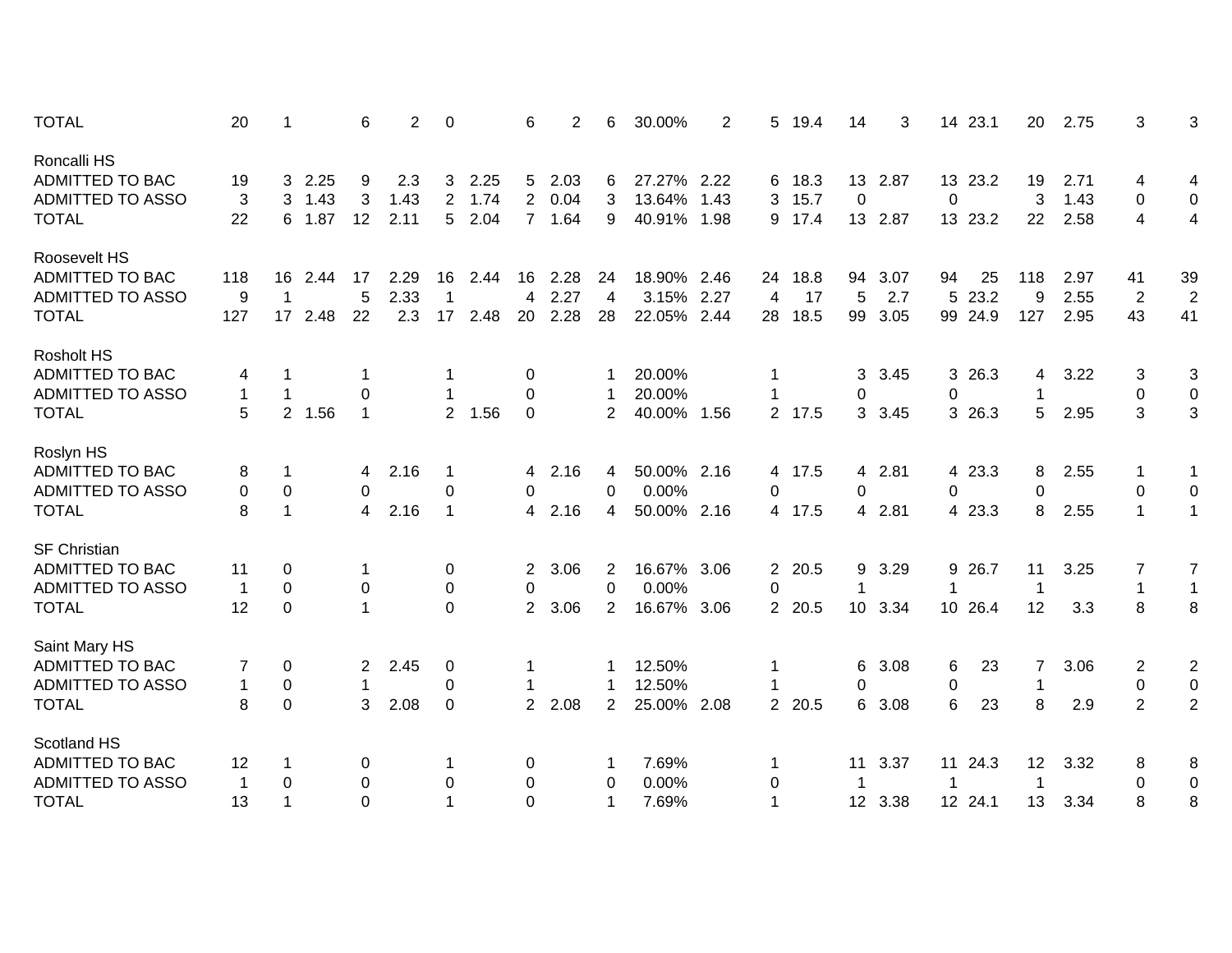| | | | | | | | | | | | | | | | | | | | | | | |
|---|---|---|---|---|---|---|---|---|---|---|---|---|---|---|---|---|---|---|---|---|---|---|
| TOTAL | 20 | 1 | | 6 | 2 | 0 | | 6 | 2 | 6 | 30.00% | 2 | 5 | 19.4 | 14 | 3 | 14 | 23.1 | 20 | 2.75 | 3 | 3 |
| Roncalli HS | | | | | | | | | | | | | | | | | | | | | | |
| ADMITTED TO BAC | 19 | 3 | 2.25 | 9 | 2.3 | 3 | 2.25 | 5 | 2.03 | 6 | 27.27% | 2.22 | 6 | 18.3 | 13 | 2.87 | 13 | 23.2 | 19 | 2.71 | 4 | 4 |
| ADMITTED TO ASSO | 3 | 3 | 1.43 | 3 | 1.43 | 2 | 1.74 | 2 | 0.04 | 3 | 13.64% | 1.43 | 3 | 15.7 | 0 | | 0 | | 3 | 1.43 | 0 | 0 |
| TOTAL | 22 | 6 | 1.87 | 12 | 2.11 | 5 | 2.04 | 7 | 1.64 | 9 | 40.91% | 1.98 | 9 | 17.4 | 13 | 2.87 | 13 | 23.2 | 22 | 2.58 | 4 | 4 |
| Roosevelt HS | | | | | | | | | | | | | | | | | | | | | | |
| ADMITTED TO BAC | 118 | 16 | 2.44 | 17 | 2.29 | 16 | 2.44 | 16 | 2.28 | 24 | 18.90% | 2.46 | 24 | 18.8 | 94 | 3.07 | 94 | 25 | 118 | 2.97 | 41 | 39 |
| ADMITTED TO ASSO | 9 | 1 | | 5 | 2.33 | 1 | | 4 | 2.27 | 4 | 3.15% | 2.27 | 4 | 17 | 5 | 2.7 | 5 | 23.2 | 9 | 2.55 | 2 | 2 |
| TOTAL | 127 | 17 | 2.48 | 22 | 2.3 | 17 | 2.48 | 20 | 2.28 | 28 | 22.05% | 2.44 | 28 | 18.5 | 99 | 3.05 | 99 | 24.9 | 127 | 2.95 | 43 | 41 |
| Rosholt HS | | | | | | | | | | | | | | | | | | | | | | |
| ADMITTED TO BAC | 4 | 1 | | 1 | | 1 | | 0 | | 1 | 20.00% | | 1 | | 3 | 3.45 | 3 | 26.3 | 4 | 3.22 | 3 | 3 |
| ADMITTED TO ASSO | 1 | 1 | | 0 | | 1 | | 0 | | 1 | 20.00% | | 1 | | 0 | | 0 | | 1 | | 0 | 0 |
| TOTAL | 5 | 2 | 1.56 | 1 | | 2 | 1.56 | 0 | | 2 | 40.00% | 1.56 | 2 | 17.5 | 3 | 3.45 | 3 | 26.3 | 5 | 2.95 | 3 | 3 |
| Roslyn HS | | | | | | | | | | | | | | | | | | | | | | |
| ADMITTED TO BAC | 8 | 1 | | 4 | 2.16 | 1 | | 4 | 2.16 | 4 | 50.00% | 2.16 | 4 | 17.5 | 4 | 2.81 | 4 | 23.3 | 8 | 2.55 | 1 | 1 |
| ADMITTED TO ASSO | 0 | 0 | | 0 | | 0 | | 0 | | 0 | 0.00% | | 0 | | 0 | | 0 | | 0 | | 0 | 0 |
| TOTAL | 8 | 1 | | 4 | 2.16 | 1 | | 4 | 2.16 | 4 | 50.00% | 2.16 | 4 | 17.5 | 4 | 2.81 | 4 | 23.3 | 8 | 2.55 | 1 | 1 |
| SF Christian | | | | | | | | | | | | | | | | | | | | | | |
| ADMITTED TO BAC | 11 | 0 | | 1 | | 0 | | 2 | 3.06 | 2 | 16.67% | 3.06 | 2 | 20.5 | 9 | 3.29 | 9 | 26.7 | 11 | 3.25 | 7 | 7 |
| ADMITTED TO ASSO | 1 | 0 | | 0 | | 0 | | 0 | | 0 | 0.00% | | 0 | | 1 | | 1 | | 1 | | 1 | 1 |
| TOTAL | 12 | 0 | | 1 | | 0 | | 2 | 3.06 | 2 | 16.67% | 3.06 | 2 | 20.5 | 10 | 3.34 | 10 | 26.4 | 12 | 3.3 | 8 | 8 |
| Saint Mary HS | | | | | | | | | | | | | | | | | | | | | | |
| ADMITTED TO BAC | 7 | 0 | | 2 | 2.45 | 0 | | 1 | | 1 | 12.50% | | 1 | | 6 | 3.08 | 6 | 23 | 7 | 3.06 | 2 | 2 |
| ADMITTED TO ASSO | 1 | 0 | | 1 | | 0 | | 1 | | 1 | 12.50% | | 1 | | 0 | | 0 | | 1 | | 0 | 0 |
| TOTAL | 8 | 0 | | 3 | 2.08 | 0 | | 2 | 2.08 | 2 | 25.00% | 2.08 | 2 | 20.5 | 6 | 3.08 | 6 | 23 | 8 | 2.9 | 2 | 2 |
| Scotland HS | | | | | | | | | | | | | | | | | | | | | | |
| ADMITTED TO BAC | 12 | 1 | | 0 | | 1 | | 0 | | 1 | 7.69% | | 1 | | 11 | 3.37 | 11 | 24.3 | 12 | 3.32 | 8 | 8 |
| ADMITTED TO ASSO | 1 | 0 | | 0 | | 0 | | 0 | | 0 | 0.00% | | 0 | | 1 | | 1 | | 1 | | 0 | 0 |
| TOTAL | 13 | 1 | | 0 | | 1 | | 0 | | 1 | 7.69% | | 1 | | 12 | 3.38 | 12 | 24.1 | 13 | 3.34 | 8 | 8 |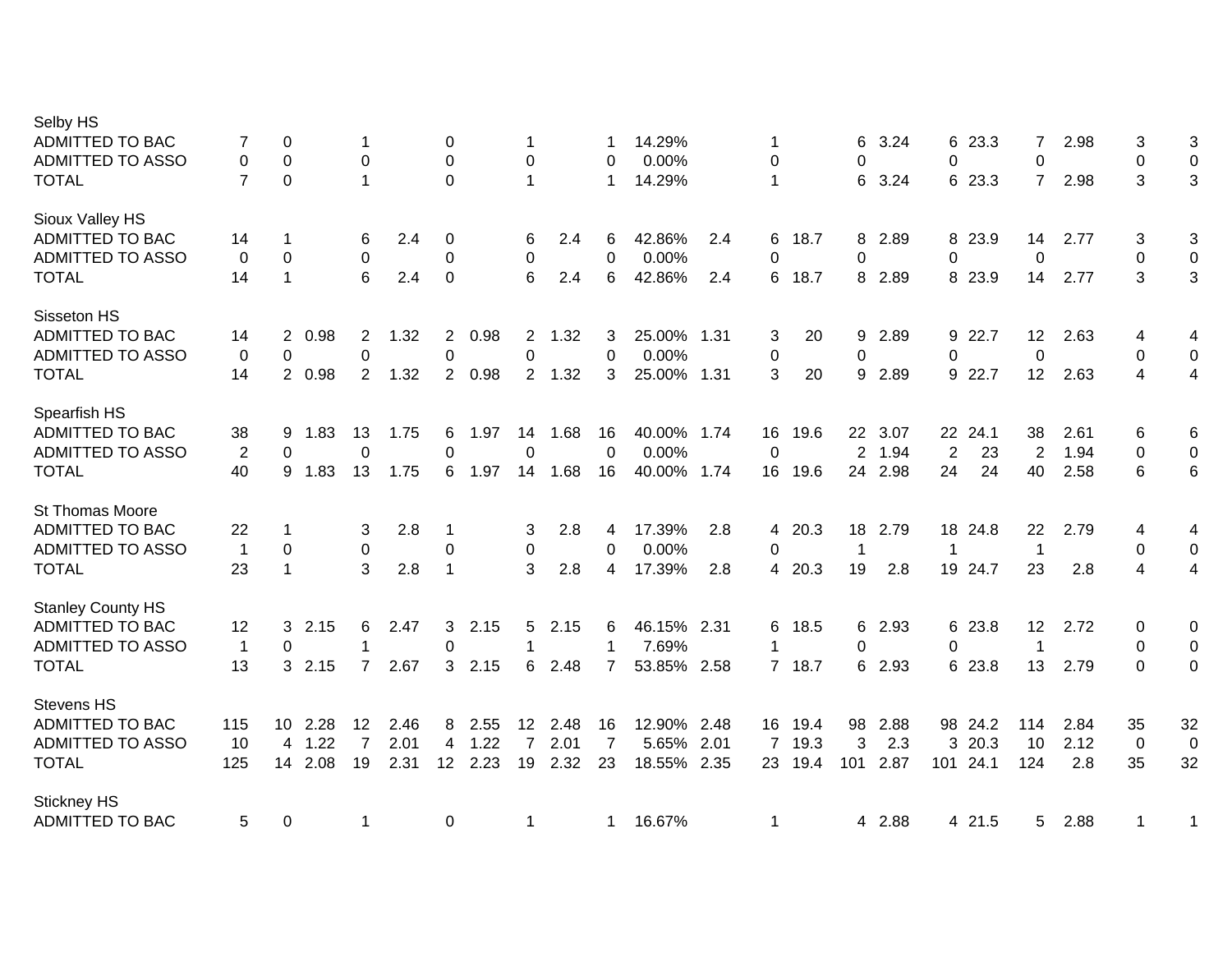| | | | | | | | | | | | | | | | | | | | | | | |
|---|---|---|---|---|---|---|---|---|---|---|---|---|---|---|---|---|---|---|---|---|---|---|
| Selby HS | | | | | | | | | | | | | | | | | | | | | | |
| ADMITTED TO BAC | 7 | 0 | | 1 | | 0 | | 1 | | 1 | 14.29% | | 1 | | 6 | 3.24 | 6 | 23.3 | 7 | 2.98 | 3 | 3 |
| ADMITTED TO ASSO | 0 | 0 | | 0 | | 0 | | 0 | | 0 | 0.00% | | 0 | | 0 | | 0 | | 0 | | 0 | 0 |
| TOTAL | 7 | 0 | | 1 | | 0 | | 1 | | 1 | 14.29% | | 1 | | 6 | 3.24 | 6 | 23.3 | 7 | 2.98 | 3 | 3 |
| Sioux Valley HS | | | | | | | | | | | | | | | | | | | | | | |
| ADMITTED TO BAC | 14 | 1 | | 6 | 2.4 | 0 | | 6 | 2.4 | 6 | 42.86% | 2.4 | 6 | 18.7 | 8 | 2.89 | 8 | 23.9 | 14 | 2.77 | 3 | 3 |
| ADMITTED TO ASSO | 0 | 0 | | 0 | | 0 | | 0 | | 0 | 0.00% | | 0 | | 0 | | 0 | | 0 | | 0 | 0 |
| TOTAL | 14 | 1 | | 6 | 2.4 | 0 | | 6 | 2.4 | 6 | 42.86% | 2.4 | 6 | 18.7 | 8 | 2.89 | 8 | 23.9 | 14 | 2.77 | 3 | 3 |
| Sisseton HS | | | | | | | | | | | | | | | | | | | | | | |
| ADMITTED TO BAC | 14 | 2 | 0.98 | 2 | 1.32 | 2 | 0.98 | 2 | 1.32 | 3 | 25.00% | 1.31 | 3 | 20 | 9 | 2.89 | 9 | 22.7 | 12 | 2.63 | 4 | 4 |
| ADMITTED TO ASSO | 0 | 0 | | 0 | | 0 | | 0 | | 0 | 0.00% | | 0 | | 0 | | 0 | | 0 | | 0 | 0 |
| TOTAL | 14 | 2 | 0.98 | 2 | 1.32 | 2 | 0.98 | 2 | 1.32 | 3 | 25.00% | 1.31 | 3 | 20 | 9 | 2.89 | 9 | 22.7 | 12 | 2.63 | 4 | 4 |
| Spearfish HS | | | | | | | | | | | | | | | | | | | | | | |
| ADMITTED TO BAC | 38 | 9 | 1.83 | 13 | 1.75 | 6 | 1.97 | 14 | 1.68 | 16 | 40.00% | 1.74 | 16 | 19.6 | 22 | 3.07 | 22 | 24.1 | 38 | 2.61 | 6 | 6 |
| ADMITTED TO ASSO | 2 | 0 | | 0 | | 0 | | 0 | | 0 | 0.00% | | 0 | | 2 | 1.94 | 2 | 23 | 2 | 1.94 | 0 | 0 |
| TOTAL | 40 | 9 | 1.83 | 13 | 1.75 | 6 | 1.97 | 14 | 1.68 | 16 | 40.00% | 1.74 | 16 | 19.6 | 24 | 2.98 | 24 | 24 | 40 | 2.58 | 6 | 6 |
| St Thomas Moore | | | | | | | | | | | | | | | | | | | | | | |
| ADMITTED TO BAC | 22 | 1 | | 3 | 2.8 | 1 | | 3 | 2.8 | 4 | 17.39% | 2.8 | 4 | 20.3 | 18 | 2.79 | 18 | 24.8 | 22 | 2.79 | 4 | 4 |
| ADMITTED TO ASSO | 1 | 0 | | 0 | | 0 | | 0 | | 0 | 0.00% | | 0 | | 1 | | 1 | | 1 | | 0 | 0 |
| TOTAL | 23 | 1 | | 3 | 2.8 | 1 | | 3 | 2.8 | 4 | 17.39% | 2.8 | 4 | 20.3 | 19 | 2.8 | 19 | 24.7 | 23 | 2.8 | 4 | 4 |
| Stanley County HS | | | | | | | | | | | | | | | | | | | | | | |
| ADMITTED TO BAC | 12 | 3 | 2.15 | 6 | 2.47 | 3 | 2.15 | 5 | 2.15 | 6 | 46.15% | 2.31 | 6 | 18.5 | 6 | 2.93 | 6 | 23.8 | 12 | 2.72 | 0 | 0 |
| ADMITTED TO ASSO | 1 | 0 | | 1 | | 0 | | 1 | | 1 | 7.69% | | 1 | | 0 | | 0 | | 1 | | 0 | 0 |
| TOTAL | 13 | 3 | 2.15 | 7 | 2.67 | 3 | 2.15 | 6 | 2.48 | 7 | 53.85% | 2.58 | 7 | 18.7 | 6 | 2.93 | 6 | 23.8 | 13 | 2.79 | 0 | 0 |
| Stevens HS | | | | | | | | | | | | | | | | | | | | | | |
| ADMITTED TO BAC | 115 | 10 | 2.28 | 12 | 2.46 | 8 | 2.55 | 12 | 2.48 | 16 | 12.90% | 2.48 | 16 | 19.4 | 98 | 2.88 | 98 | 24.2 | 114 | 2.84 | 35 | 32 |
| ADMITTED TO ASSO | 10 | 4 | 1.22 | 7 | 2.01 | 4 | 1.22 | 7 | 2.01 | 7 | 5.65% | 2.01 | 7 | 19.3 | 3 | 2.3 | 3 | 20.3 | 10 | 2.12 | 0 | 0 |
| TOTAL | 125 | 14 | 2.08 | 19 | 2.31 | 12 | 2.23 | 19 | 2.32 | 23 | 18.55% | 2.35 | 23 | 19.4 | 101 | 2.87 | 101 | 24.1 | 124 | 2.8 | 35 | 32 |
| Stickney HS | | | | | | | | | | | | | | | | | | | | | | |
| ADMITTED TO BAC | 5 | 0 | | 1 | | 0 | | 1 | | 1 | 16.67% | | 1 | | 4 | 2.88 | 4 | 21.5 | 5 | 2.88 | 1 | 1 |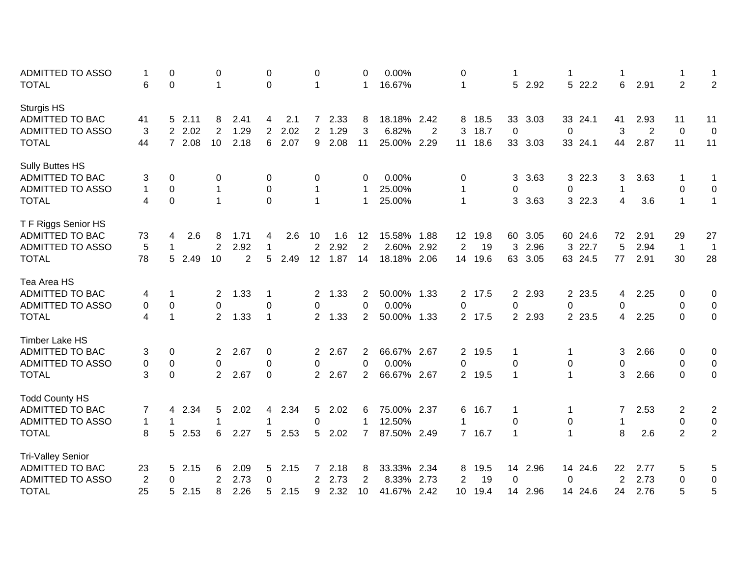| | | | | | | | | | | | | | | | | | | | | | |
|---|---|---|---|---|---|---|---|---|---|---|---|---|---|---|---|---|---|---|---|---|---|
| ADMITTED TO ASSO | 1 | 0 | | 0 | | 0 | | 0 | | 0 | 0.00% | | 0 | | 1 | | 1 | | 1 | | 1 | 1 |
| TOTAL | 6 | 0 | | 1 | | 0 | | 1 | | 1 | 16.67% | | 1 | | 5 | 2.92 | 5 | 22.2 | 6 | 2.91 | 2 | 2 |
| Sturgis HS | | | | | | | | | | | | | | | | | | | | | | |
| ADMITTED TO BAC | 41 | 5 | 2.11 | 8 | 2.41 | 4 | 2.1 | 7 | 2.33 | 8 | 18.18% | 2.42 | 8 | 18.5 | 33 | 3.03 | 33 | 24.1 | 41 | 2.93 | 11 | 11 |
| ADMITTED TO ASSO | 3 | 2 | 2.02 | 2 | 1.29 | 2 | 2.02 | 2 | 1.29 | 3 | 6.82% | 2 | 3 | 18.7 | 0 | | 0 | | 3 | 2 | 0 | 0 |
| TOTAL | 44 | 7 | 2.08 | 10 | 2.18 | 6 | 2.07 | 9 | 2.08 | 11 | 25.00% | 2.29 | 11 | 18.6 | 33 | 3.03 | 33 | 24.1 | 44 | 2.87 | 11 | 11 |
| Sully Buttes HS | | | | | | | | | | | | | | | | | | | | | | |
| ADMITTED TO BAC | 3 | 0 | | 0 | | 0 | | 0 | | 0 | 0.00% | | 0 | | 3 | 3.63 | 3 | 22.3 | 3 | 3.63 | 1 | 1 |
| ADMITTED TO ASSO | 1 | 0 | | 1 | | 0 | | 1 | | 1 | 25.00% | | 1 | | 0 | | 0 | | 1 | | 0 | 0 |
| TOTAL | 4 | 0 | | 1 | | 0 | | 1 | | 1 | 25.00% | | 1 | | 3 | 3.63 | 3 | 22.3 | 4 | 3.6 | 1 | 1 |
| T F Riggs Senior HS | | | | | | | | | | | | | | | | | | | | | | |
| ADMITTED TO BAC | 73 | 4 | 2.6 | 8 | 1.71 | 4 | 2.6 | 10 | 1.6 | 12 | 15.58% | 1.88 | 12 | 19.8 | 60 | 3.05 | 60 | 24.6 | 72 | 2.91 | 29 | 27 |
| ADMITTED TO ASSO | 5 | 1 | | 2 | 2.92 | 1 | | 2 | 2.92 | 2 | 2.60% | 2.92 | 2 | 19 | 3 | 2.96 | 3 | 22.7 | 5 | 2.94 | 1 | 1 |
| TOTAL | 78 | 5 | 2.49 | 10 | 2 | 5 | 2.49 | 12 | 1.87 | 14 | 18.18% | 2.06 | 14 | 19.6 | 63 | 3.05 | 63 | 24.5 | 77 | 2.91 | 30 | 28 |
| Tea Area HS | | | | | | | | | | | | | | | | | | | | | | |
| ADMITTED TO BAC | 4 | 1 | | 2 | 1.33 | 1 | | 2 | 1.33 | 2 | 50.00% | 1.33 | 2 | 17.5 | 2 | 2.93 | 2 | 23.5 | 4 | 2.25 | 0 | 0 |
| ADMITTED TO ASSO | 0 | 0 | | 0 | | 0 | | 0 | | 0 | 0.00% | | 0 | | 0 | | 0 | | 0 | | 0 | 0 |
| TOTAL | 4 | 1 | | 2 | 1.33 | 1 | | 2 | 1.33 | 2 | 50.00% | 1.33 | 2 | 17.5 | 2 | 2.93 | 2 | 23.5 | 4 | 2.25 | 0 | 0 |
| Timber Lake HS | | | | | | | | | | | | | | | | | | | | | | |
| ADMITTED TO BAC | 3 | 0 | | 2 | 2.67 | 0 | | 2 | 2.67 | 2 | 66.67% | 2.67 | 2 | 19.5 | 1 | | 1 | | 3 | 2.66 | 0 | 0 |
| ADMITTED TO ASSO | 0 | 0 | | 0 | | 0 | | 0 | | 0 | 0.00% | | 0 | | 0 | | 0 | | 0 | | 0 | 0 |
| TOTAL | 3 | 0 | | 2 | 2.67 | 0 | | 2 | 2.67 | 2 | 66.67% | 2.67 | 2 | 19.5 | 1 | | 1 | | 3 | 2.66 | 0 | 0 |
| Todd County HS | | | | | | | | | | | | | | | | | | | | | | |
| ADMITTED TO BAC | 7 | 4 | 2.34 | 5 | 2.02 | 4 | 2.34 | 5 | 2.02 | 6 | 75.00% | 2.37 | 6 | 16.7 | 1 | | 1 | | 7 | 2.53 | 2 | 2 |
| ADMITTED TO ASSO | 1 | 1 | | 1 | | 1 | | 0 | | 1 | 12.50% | | 1 | | 0 | | 0 | | 1 | | 0 | 0 |
| TOTAL | 8 | 5 | 2.53 | 6 | 2.27 | 5 | 2.53 | 5 | 2.02 | 7 | 87.50% | 2.49 | 7 | 16.7 | 1 | | 1 | | 8 | 2.6 | 2 | 2 |
| Tri-Valley Senior | | | | | | | | | | | | | | | | | | | | | | |
| ADMITTED TO BAC | 23 | 5 | 2.15 | 6 | 2.09 | 5 | 2.15 | 7 | 2.18 | 8 | 33.33% | 2.34 | 8 | 19.5 | 14 | 2.96 | 14 | 24.6 | 22 | 2.77 | 5 | 5 |
| ADMITTED TO ASSO | 2 | 0 | | 2 | 2.73 | 0 | | 2 | 2.73 | 2 | 8.33% | 2.73 | 2 | 19 | 0 | | 0 | | 2 | 2.73 | 0 | 0 |
| TOTAL | 25 | 5 | 2.15 | 8 | 2.26 | 5 | 2.15 | 9 | 2.32 | 10 | 41.67% | 2.42 | 10 | 19.4 | 14 | 2.96 | 14 | 24.6 | 24 | 2.76 | 5 | 5 |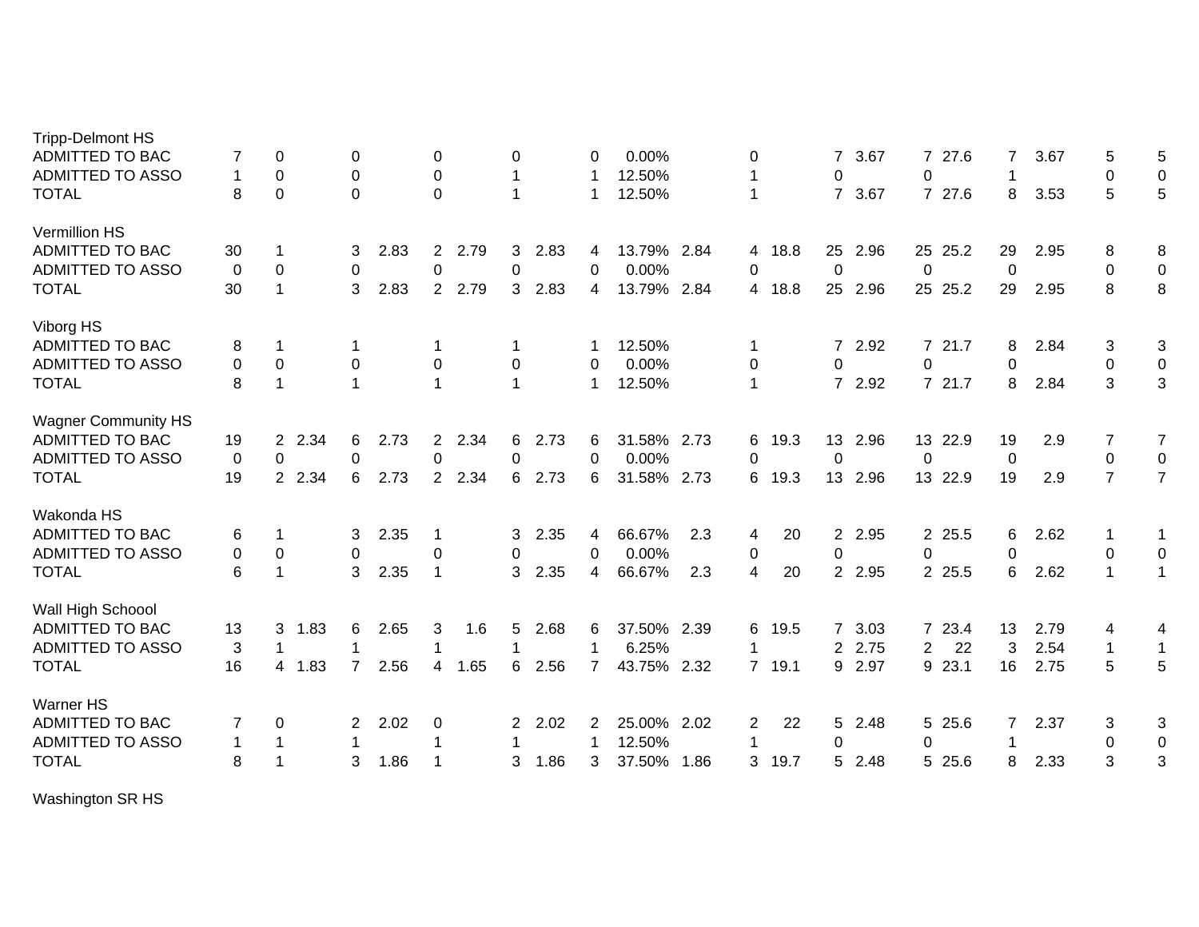| | | | | | | | | | | | | | | | | | | | | | | |
|---|---|---|---|---|---|---|---|---|---|---|---|---|---|---|---|---|---|---|---|---|---|---|
| Tripp-Delmont HS | | | | | | | | | | | | | | | | | | | | | | |
| ADMITTED TO BAC | 7 | 0 | | 0 | | 0 | | 0 | | 0 | 0.00% | | 0 | | 7 | 3.67 | 7 | 27.6 | 7 | 3.67 | 5 | 5 |
| ADMITTED TO ASSO | 1 | 0 | | 0 | | 0 | | 1 | | 1 | 12.50% | | 1 | | 0 | | 0 | | 1 | | 0 | 0 |
| TOTAL | 8 | 0 | | 0 | | 0 | | 1 | | 1 | 12.50% | | 1 | | 7 | 3.67 | 7 | 27.6 | 8 | 3.53 | 5 | 5 |
| Vermillion HS | | | | | | | | | | | | | | | | | | | | | | |
| ADMITTED TO BAC | 30 | 1 | | 3 | 2.83 | 2 | 2.79 | 3 | 2.83 | 4 | 13.79% | 2.84 | 4 | 18.8 | 25 | 2.96 | 25 | 25.2 | 29 | 2.95 | 8 | 8 |
| ADMITTED TO ASSO | 0 | 0 | | 0 | | 0 | | 0 | | 0 | 0.00% | | 0 | | 0 | | 0 | | 0 | | 0 | 0 |
| TOTAL | 30 | 1 | | 3 | 2.83 | 2 | 2.79 | 3 | 2.83 | 4 | 13.79% | 2.84 | 4 | 18.8 | 25 | 2.96 | 25 | 25.2 | 29 | 2.95 | 8 | 8 |
| Viborg HS | | | | | | | | | | | | | | | | | | | | | | |
| ADMITTED TO BAC | 8 | 1 | | 1 | | 1 | | 1 | | 1 | 12.50% | | 1 | | 7 | 2.92 | 7 | 21.7 | 8 | 2.84 | 3 | 3 |
| ADMITTED TO ASSO | 0 | 0 | | 0 | | 0 | | 0 | | 0 | 0.00% | | 0 | | 0 | | 0 | | 0 | | 0 | 0 |
| TOTAL | 8 | 1 | | 1 | | 1 | | 1 | | 1 | 12.50% | | 1 | | 7 | 2.92 | 7 | 21.7 | 8 | 2.84 | 3 | 3 |
| Wagner Community HS | | | | | | | | | | | | | | | | | | | | | | |
| ADMITTED TO BAC | 19 | 2 | 2.34 | 6 | 2.73 | 2 | 2.34 | 6 | 2.73 | 6 | 31.58% | 2.73 | 6 | 19.3 | 13 | 2.96 | 13 | 22.9 | 19 | 2.9 | 7 | 7 |
| ADMITTED TO ASSO | 0 | 0 | | 0 | | 0 | | 0 | | 0 | 0.00% | | 0 | | 0 | | 0 | | 0 | | 0 | 0 |
| TOTAL | 19 | 2 | 2.34 | 6 | 2.73 | 2 | 2.34 | 6 | 2.73 | 6 | 31.58% | 2.73 | 6 | 19.3 | 13 | 2.96 | 13 | 22.9 | 19 | 2.9 | 7 | 7 |
| Wakonda HS | | | | | | | | | | | | | | | | | | | | | | |
| ADMITTED TO BAC | 6 | 1 | | 3 | 2.35 | 1 | | 3 | 2.35 | 4 | 66.67% | 2.3 | 4 | 20 | 2 | 2.95 | 2 | 25.5 | 6 | 2.62 | 1 | 1 |
| ADMITTED TO ASSO | 0 | 0 | | 0 | | 0 | | 0 | | 0 | 0.00% | | 0 | | 0 | | 0 | | 0 | | 0 | 0 |
| TOTAL | 6 | 1 | | 3 | 2.35 | 1 | | 3 | 2.35 | 4 | 66.67% | 2.3 | 4 | 20 | 2 | 2.95 | 2 | 25.5 | 6 | 2.62 | 1 | 1 |
| Wall High Schoool | | | | | | | | | | | | | | | | | | | | | | |
| ADMITTED TO BAC | 13 | 3 | 1.83 | 6 | 2.65 | 3 | 1.6 | 5 | 2.68 | 6 | 37.50% | 2.39 | 6 | 19.5 | 7 | 3.03 | 7 | 23.4 | 13 | 2.79 | 4 | 4 |
| ADMITTED TO ASSO | 3 | 1 | | 1 | | 1 | | 1 | | 1 | 6.25% | | 1 | | 2 | 2.75 | 2 | 22 | 3 | 2.54 | 1 | 1 |
| TOTAL | 16 | 4 | 1.83 | 7 | 2.56 | 4 | 1.65 | 6 | 2.56 | 7 | 43.75% | 2.32 | 7 | 19.1 | 9 | 2.97 | 9 | 23.1 | 16 | 2.75 | 5 | 5 |
| Warner HS | | | | | | | | | | | | | | | | | | | | | | |
| ADMITTED TO BAC | 7 | 0 | | 2 | 2.02 | 0 | | 2 | 2.02 | 2 | 25.00% | 2.02 | 2 | 22 | 5 | 2.48 | 5 | 25.6 | 7 | 2.37 | 3 | 3 |
| ADMITTED TO ASSO | 1 | 1 | | 1 | | 1 | | 1 | | 1 | 12.50% | | 1 | | 0 | | 0 | | 1 | | 0 | 0 |
| TOTAL | 8 | 1 | | 3 | 1.86 | 1 | | 3 | 1.86 | 3 | 37.50% | 1.86 | 3 | 19.7 | 5 | 2.48 | 5 | 25.6 | 8 | 2.33 | 3 | 3 |
| Washington SR HS | | | | | | | | | | | | | | | | | | | | | | |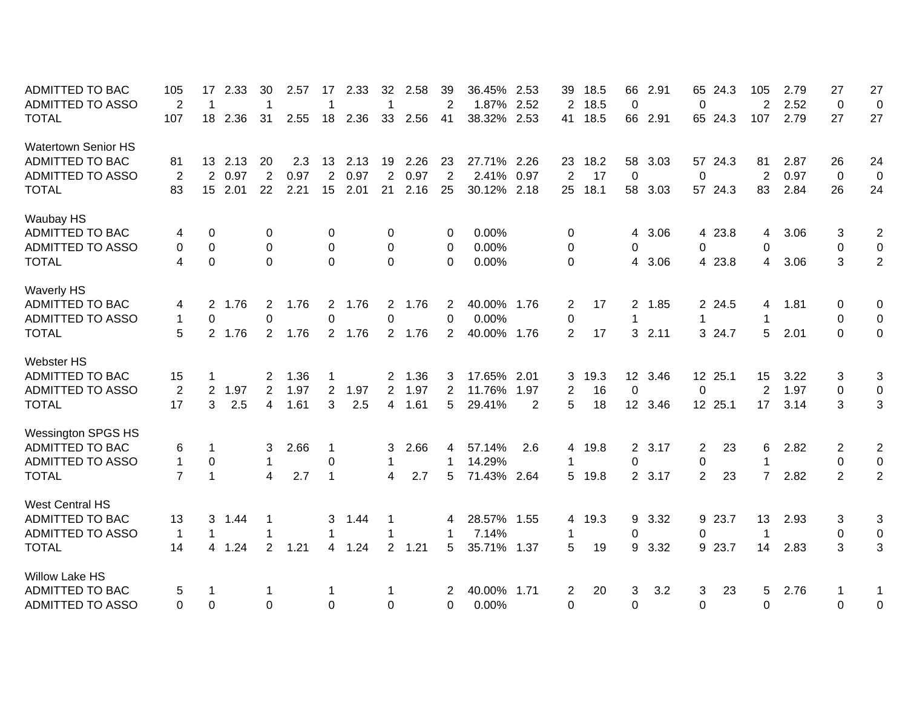| | | | | | | | | | | | | | | | | | | | | | | |
|---|---|---|---|---|---|---|---|---|---|---|---|---|---|---|---|---|---|---|---|---|---|---|
| ADMITTED TO BAC | 105 | 17 | 2.33 | 30 | 2.57 | 17 | 2.33 | 32 | 2.58 | 39 | 36.45% | 2.53 | 39 | 18.5 | 66 | 2.91 | 65 | 24.3 | 105 | 2.79 | 27 | 27 |
| ADMITTED TO ASSO | 2 | 1 | | 1 | | 1 | | 1 | | 2 | 1.87% | 2.52 | 2 | 18.5 | 0 | | 0 | | 2 | 2.52 | 0 | 0 |
| TOTAL | 107 | 18 | 2.36 | 31 | 2.55 | 18 | 2.36 | 33 | 2.56 | 41 | 38.32% | 2.53 | 41 | 18.5 | 66 | 2.91 | 65 | 24.3 | 107 | 2.79 | 27 | 27 |
| Watertown Senior HS | | | | | | | | | | | | | | | | | | | | | | |
| ADMITTED TO BAC | 81 | 13 | 2.13 | 20 | 2.3 | 13 | 2.13 | 19 | 2.26 | 23 | 27.71% | 2.26 | 23 | 18.2 | 58 | 3.03 | 57 | 24.3 | 81 | 2.87 | 26 | 24 |
| ADMITTED TO ASSO | 2 | 2 | 0.97 | 2 | 0.97 | 2 | 0.97 | 2 | 0.97 | 2 | 2.41% | 0.97 | 2 | 17 | 0 | | 0 | | 2 | 0.97 | 0 | 0 |
| TOTAL | 83 | 15 | 2.01 | 22 | 2.21 | 15 | 2.01 | 21 | 2.16 | 25 | 30.12% | 2.18 | 25 | 18.1 | 58 | 3.03 | 57 | 24.3 | 83 | 2.84 | 26 | 24 |
| Waubay HS | | | | | | | | | | | | | | | | | | | | | | |
| ADMITTED TO BAC | 4 | 0 | | 0 | | 0 | | 0 | | 0 | 0.00% | | 0 | | 4 | 3.06 | 4 | 23.8 | 4 | 3.06 | 3 | 2 |
| ADMITTED TO ASSO | 0 | 0 | | 0 | | 0 | | 0 | | 0 | 0.00% | | 0 | | 0 | | 0 | | 0 | | 0 | 0 |
| TOTAL | 4 | 0 | | 0 | | 0 | | 0 | | 0 | 0.00% | | 0 | | 4 | 3.06 | 4 | 23.8 | 4 | 3.06 | 3 | 2 |
| Waverly HS | | | | | | | | | | | | | | | | | | | | | | |
| ADMITTED TO BAC | 4 | 2 | 1.76 | 2 | 1.76 | 2 | 1.76 | 2 | 1.76 | 2 | 40.00% | 1.76 | 2 | 17 | 2 | 1.85 | 2 | 24.5 | 4 | 1.81 | 0 | 0 |
| ADMITTED TO ASSO | 1 | 0 | | 0 | | 0 | | 0 | | 0 | 0.00% | | 0 | | 1 | | 1 | | 1 | | 0 | 0 |
| TOTAL | 5 | 2 | 1.76 | 2 | 1.76 | 2 | 1.76 | 2 | 1.76 | 2 | 40.00% | 1.76 | 2 | 17 | 3 | 2.11 | 3 | 24.7 | 5 | 2.01 | 0 | 0 |
| Webster HS | | | | | | | | | | | | | | | | | | | | | | |
| ADMITTED TO BAC | 15 | 1 | | 2 | 1.36 | 1 | | 2 | 1.36 | 3 | 17.65% | 2.01 | 3 | 19.3 | 12 | 3.46 | 12 | 25.1 | 15 | 3.22 | 3 | 3 |
| ADMITTED TO ASSO | 2 | 2 | 1.97 | 2 | 1.97 | 2 | 1.97 | 2 | 1.97 | 2 | 11.76% | 1.97 | 2 | 16 | 0 | | 0 | | 2 | 1.97 | 0 | 0 |
| TOTAL | 17 | 3 | 2.5 | 4 | 1.61 | 3 | 2.5 | 4 | 1.61 | 5 | 29.41% | 2 | 5 | 18 | 12 | 3.46 | 12 | 25.1 | 17 | 3.14 | 3 | 3 |
| Wessington SPGS HS | | | | | | | | | | | | | | | | | | | | | | |
| ADMITTED TO BAC | 6 | 1 | | 3 | 2.66 | 1 | | 3 | 2.66 | 4 | 57.14% | 2.6 | 4 | 19.8 | 2 | 3.17 | 2 | 23 | 6 | 2.82 | 2 | 2 |
| ADMITTED TO ASSO | 1 | 0 | | 1 | | 0 | | 1 | | 1 | 14.29% | | 1 | | 0 | | 0 | | 1 | | 0 | 0 |
| TOTAL | 7 | 1 | | 4 | 2.7 | 1 | | 4 | 2.7 | 5 | 71.43% | 2.64 | 5 | 19.8 | 2 | 3.17 | 2 | 23 | 7 | 2.82 | 2 | 2 |
| West Central HS | | | | | | | | | | | | | | | | | | | | | | |
| ADMITTED TO BAC | 13 | 3 | 1.44 | 1 | | 3 | 1.44 | 1 | | 4 | 28.57% | 1.55 | 4 | 19.3 | 9 | 3.32 | 9 | 23.7 | 13 | 2.93 | 3 | 3 |
| ADMITTED TO ASSO | 1 | 1 | | 1 | | 1 | | 1 | | 1 | 7.14% | | 1 | | 0 | | 0 | | 1 | | 0 | 0 |
| TOTAL | 14 | 4 | 1.24 | 2 | 1.21 | 4 | 1.24 | 2 | 1.21 | 5 | 35.71% | 1.37 | 5 | 19 | 9 | 3.32 | 9 | 23.7 | 14 | 2.83 | 3 | 3 |
| Willow Lake HS | | | | | | | | | | | | | | | | | | | | | | |
| ADMITTED TO BAC | 5 | 1 | | 1 | | 1 | | 1 | | 2 | 40.00% | 1.71 | 2 | 20 | 3 | 3.2 | 3 | 23 | 5 | 2.76 | 1 | 1 |
| ADMITTED TO ASSO | 0 | 0 | | 0 | | 0 | | 0 | | 0 | 0.00% | | 0 | | 0 | | 0 | | 0 | | 0 | 0 |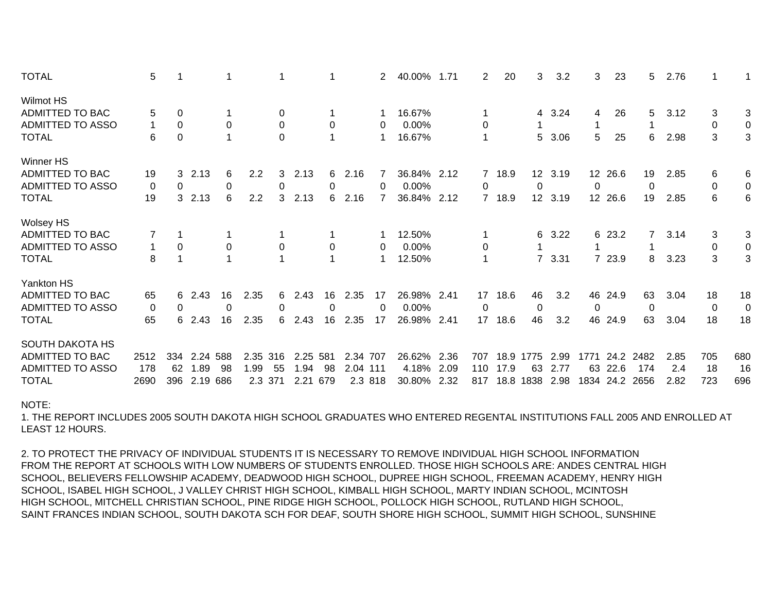| | | | | | | | | | | | | | | | | | | | | | | |
|---|---|---|---|---|---|---|---|---|---|---|---|---|---|---|---|---|---|---|---|---|---|---|
| TOTAL | 5 | 1 | | 1 | | 1 | | 1 | | 2 | 40.00% | 1.71 | 2 | 20 | 3 | 3.2 | 3 | 23 | 5 | 2.76 | 1 | 1 |
| | | | | | | | | | | | | | | | | | | | | | | |
| Wilmot HS | | | | | | | | | | | | | | | | | | | | | | |
| ADMITTED TO BAC | 5 | 0 | | 1 | | 0 | | 1 | | 1 | 16.67% | | 1 | | 4 | 3.24 | 4 | 26 | 5 | 3.12 | 3 | 3 |
| ADMITTED TO ASSO | 1 | 0 | | 0 | | 0 | | 0 | | 0 | 0.00% | | 0 | | 1 | | 1 | | 1 | | 0 | 0 |
| TOTAL | 6 | 0 | | 1 | | 0 | | 1 | | 1 | 16.67% | | 1 | | 5 | 3.06 | 5 | 25 | 6 | 2.98 | 3 | 3 |
| | | | | | | | | | | | | | | | | | | | | | | |
| Winner HS | | | | | | | | | | | | | | | | | | | | | | |
| ADMITTED TO BAC | 19 | 3 | 2.13 | 6 | 2.2 | 3 | 2.13 | 6 | 2.16 | 7 | 36.84% | 2.12 | 7 | 18.9 | 12 | 3.19 | 12 | 26.6 | 19 | 2.85 | 6 | 6 |
| ADMITTED TO ASSO | 0 | 0 | | 0 | | 0 | | 0 | | 0 | 0.00% | | 0 | | 0 | | 0 | | 0 | | 0 | 0 |
| TOTAL | 19 | 3 | 2.13 | 6 | 2.2 | 3 | 2.13 | 6 | 2.16 | 7 | 36.84% | 2.12 | 7 | 18.9 | 12 | 3.19 | 12 | 26.6 | 19 | 2.85 | 6 | 6 |
| | | | | | | | | | | | | | | | | | | | | | | |
| Wolsey HS | | | | | | | | | | | | | | | | | | | | | | |
| ADMITTED TO BAC | 7 | 1 | | 1 | | 1 | | 1 | | 1 | 12.50% | | 1 | | 6 | 3.22 | 6 | 23.2 | 7 | 3.14 | 3 | 3 |
| ADMITTED TO ASSO | 1 | 0 | | 0 | | 0 | | 0 | | 0 | 0.00% | | 0 | | 1 | | 1 | | 1 | | 0 | 0 |
| TOTAL | 8 | 1 | | 1 | | 1 | | 1 | | 1 | 12.50% | | 1 | | 7 | 3.31 | 7 | 23.9 | 8 | 3.23 | 3 | 3 |
| | | | | | | | | | | | | | | | | | | | | | | |
| Yankton HS | | | | | | | | | | | | | | | | | | | | | | |
| ADMITTED TO BAC | 65 | 6 | 2.43 | 16 | 2.35 | 6 | 2.43 | 16 | 2.35 | 17 | 26.98% | 2.41 | 17 | 18.6 | 46 | 3.2 | 46 | 24.9 | 63 | 3.04 | 18 | 18 |
| ADMITTED TO ASSO | 0 | 0 | | 0 | | 0 | | 0 | | 0 | 0.00% | | 0 | | 0 | | 0 | | 0 | | 0 | 0 |
| TOTAL | 65 | 6 | 2.43 | 16 | 2.35 | 6 | 2.43 | 16 | 2.35 | 17 | 26.98% | 2.41 | 17 | 18.6 | 46 | 3.2 | 46 | 24.9 | 63 | 3.04 | 18 | 18 |
| | | | | | | | | | | | | | | | | | | | | | | |
| SOUTH DAKOTA HS | | | | | | | | | | | | | | | | | | | | | | |
| ADMITTED TO BAC | 2512 | 334 | 2.24 | 588 | 2.35 | 316 | 2.25 | 581 | 2.34 | 707 | 26.62% | 2.36 | 707 | 18.9 | 1775 | 2.99 | 1771 | 24.2 | 2482 | 2.85 | 705 | 680 |
| ADMITTED TO ASSO | 178 | 62 | 1.89 | 98 | 1.99 | 55 | 1.94 | 98 | 2.04 | 111 | 4.18% | 2.09 | 110 | 17.9 | 63 | 2.77 | 63 | 22.6 | 174 | 2.4 | 18 | 16 |
| TOTAL | 2690 | 396 | 2.19 | 686 | 2.3 | 371 | 2.21 | 679 | 2.3 | 818 | 30.80% | 2.32 | 817 | 18.8 | 1838 | 2.98 | 1834 | 24.2 | 2656 | 2.82 | 723 | 696 |

NOTE:

1. THE REPORT INCLUDES 2005 SOUTH DAKOTA HIGH SCHOOL GRADUATES WHO ENTERED REGENTAL INSTITUTIONS FALL 2005 AND ENROLLED AT LEAST 12 HOURS.

2. TO PROTECT THE PRIVACY OF INDIVIDUAL STUDENTS IT IS NECESSARY TO REMOVE INDIVIDUAL HIGH SCHOOL INFORMATION FROM THE REPORT AT SCHOOLS WITH LOW NUMBERS OF STUDENTS ENROLLED. THOSE HIGH SCHOOLS ARE: ANDES CENTRAL HIGH SCHOOL, BELIEVERS FELLOWSHIP ACADEMY, DEADWOOD HIGH SCHOOL, DUPREE HIGH SCHOOL, FREEMAN ACADEMY, HENRY HIGH SCHOOL, ISABEL HIGH SCHOOL, J VALLEY CHRIST HIGH SCHOOL, KIMBALL HIGH SCHOOL, MARTY INDIAN SCHOOL, MCINTOSH HIGH SCHOOL, MITCHELL CHRISTIAN SCHOOL, PINE RIDGE HIGH SCHOOL, POLLOCK HIGH SCHOOL, RUTLAND HIGH SCHOOL, SAINT FRANCES INDIAN SCHOOL, SOUTH DAKOTA SCH FOR DEAF, SOUTH SHORE HIGH SCHOOL, SUMMIT HIGH SCHOOL, SUNSHINE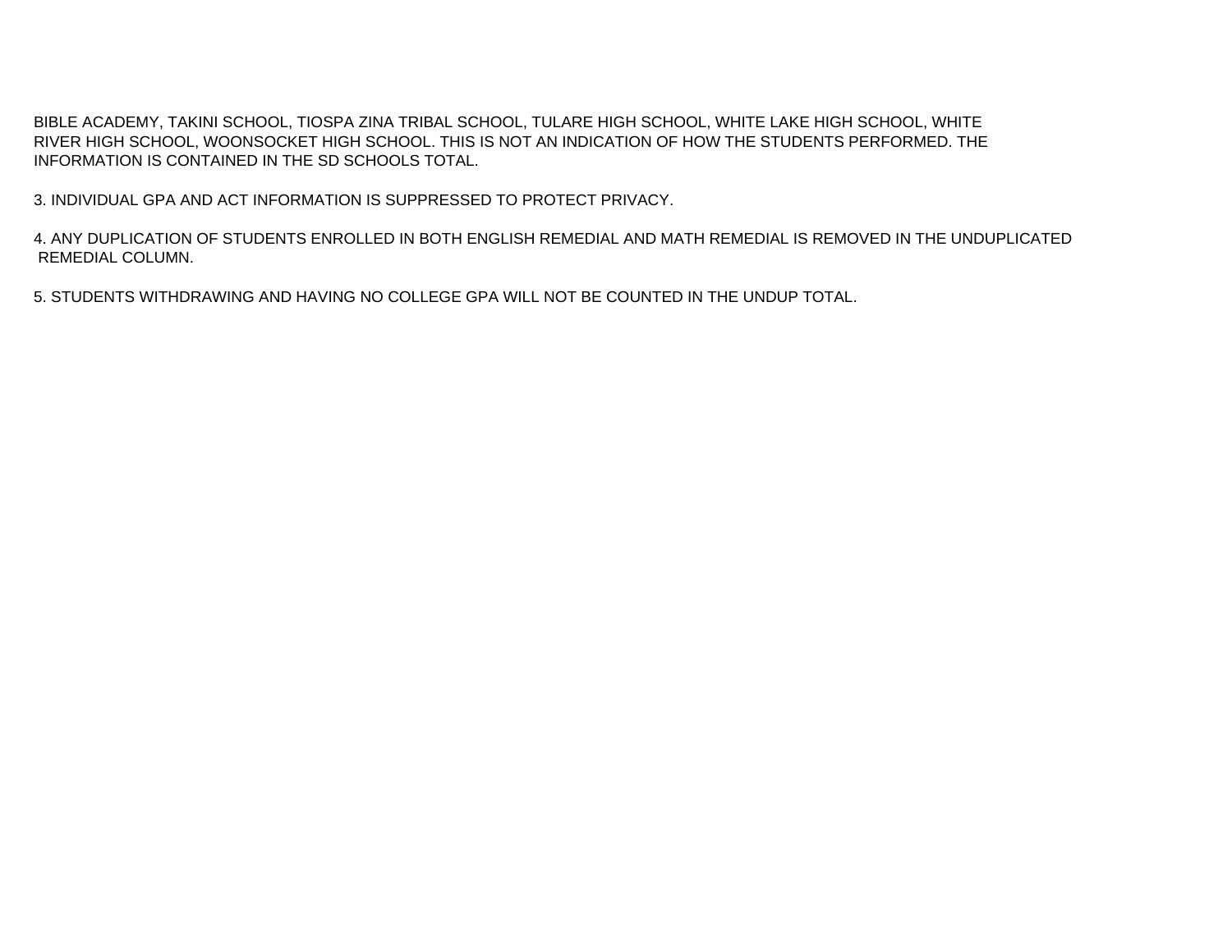BIBLE ACADEMY, TAKINI SCHOOL, TIOSPA ZINA TRIBAL SCHOOL, TULARE HIGH SCHOOL, WHITE LAKE HIGH SCHOOL, WHITE RIVER HIGH SCHOOL, WOONSOCKET HIGH SCHOOL. THIS IS NOT AN INDICATION OF HOW THE STUDENTS PERFORMED. THE INFORMATION IS CONTAINED IN THE SD SCHOOLS TOTAL.

3. INDIVIDUAL GPA AND ACT INFORMATION IS SUPPRESSED TO PROTECT PRIVACY.

4. ANY DUPLICATION OF STUDENTS ENROLLED IN BOTH ENGLISH REMEDIAL AND MATH REMEDIAL IS REMOVED IN THE UNDUPLICATED REMEDIAL COLUMN.

5. STUDENTS WITHDRAWING AND HAVING NO COLLEGE GPA WILL NOT BE COUNTED IN THE UNDUP TOTAL.